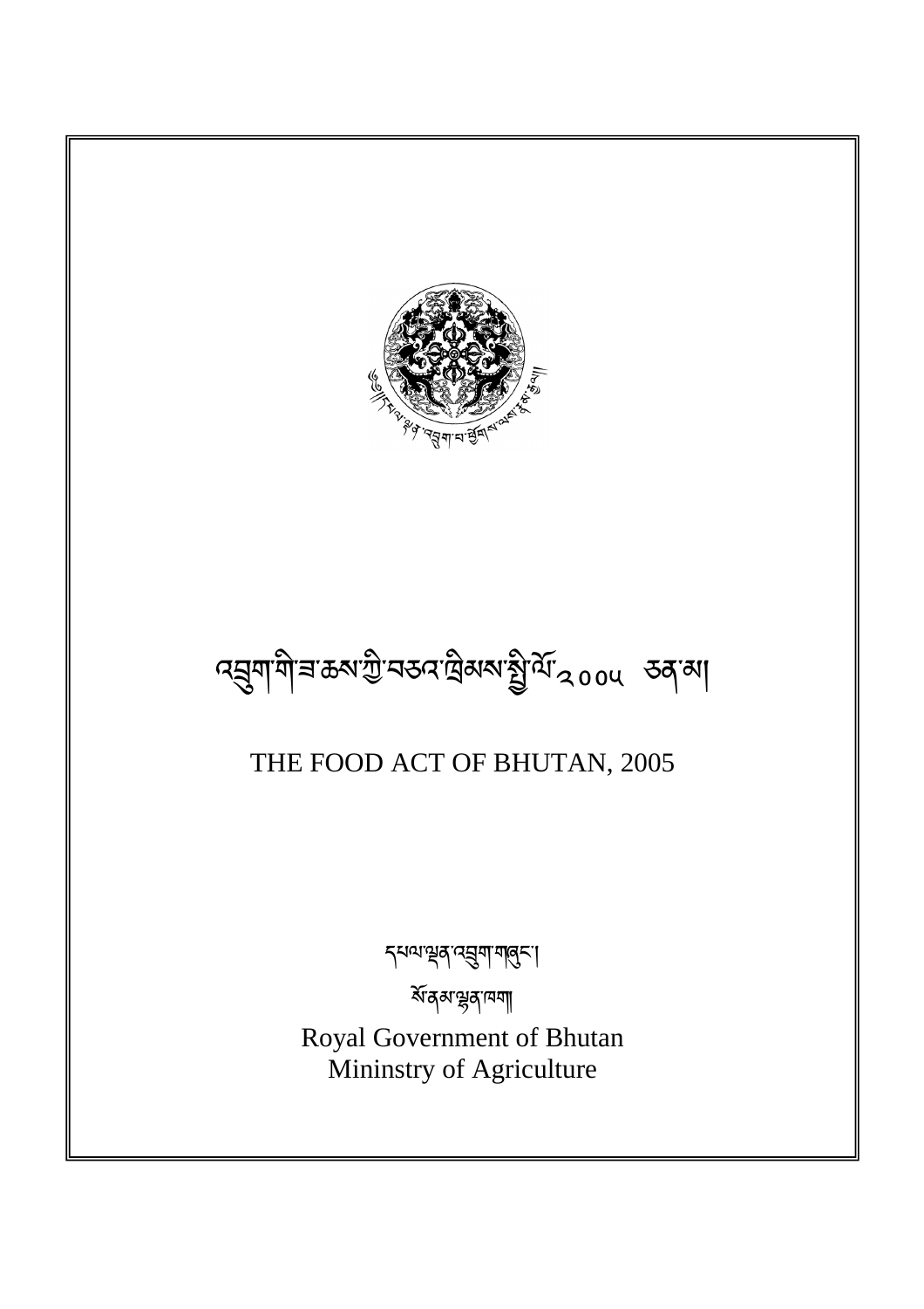# འབྲུག་གི་ཟ་ཆས་ཀྱི་བཅའ་ཁྲིམས་སྤྱི་ལོ་༢༠༠༥ ཅན་མ།

# THE FOOD ACT OF BHUTAN, 2005

དཔལ་ལྡན་འབྲུག་གཞུང་།

སོ་ནམ་ལྷན་ཁག།

Royal Government of Bhutan

Mininstry of Agriculture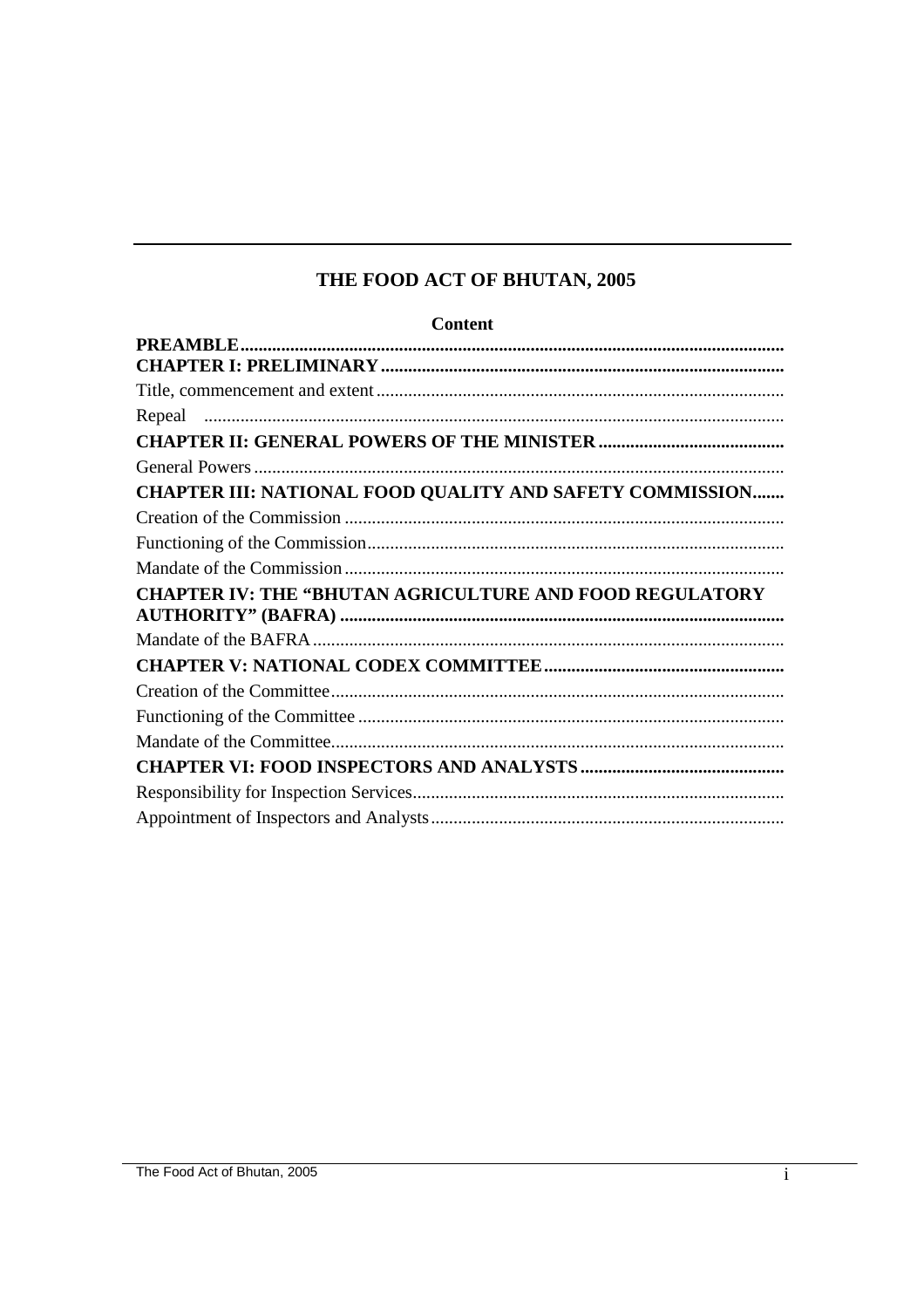# THE FOOD ACT OF BHUTAN, 2005

**Content**

**PREAMBLE**

**CHAPTER I: PRELIMINARY**

Title, commencement and extent

Repeal

**CHAPTER II: GENERAL POWERS OF THE MINISTER**

General Powers

**CHAPTER III: NATIONAL FOOD QUALITY AND SAFETY COMMISSION**

Creation of the Commission

Functioning of the Commission

Mandate of the Commission

**CHAPTER IV: THE "BHUTAN AGRICULTURE AND FOOD REGULATORY AUTHORITY" (BAFRA)**

Mandate of the BAFRA

**CHAPTER V: NATIONAL CODEX COMMITTEE**

Creation of the Committee

Functioning of the Committee

Mandate of the Committee

**CHAPTER VI: FOOD INSPECTORS AND ANALYSTS**

Responsibility for Inspection Services

Appointment of Inspectors and Analysts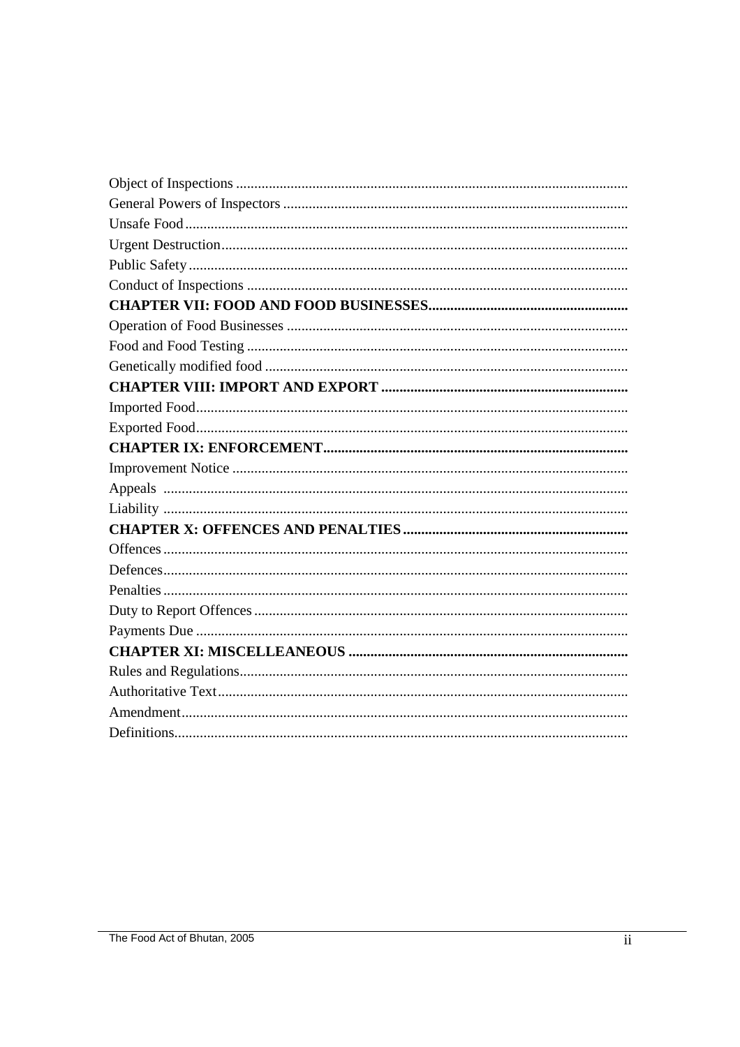Object of Inspections

General Powers of Inspectors

Unsafe Food

Urgent Destruction

Public Safety

Conduct of Inspections

**CHAPTER VII: FOOD AND FOOD BUSINESSES**

Operation of Food Businesses

Food and Food Testing

Genetically modified food

**CHAPTER VIII: IMPORT AND EXPORT**

Imported Food

Exported Food

**CHAPTER IX: ENFORCEMENT**

Improvement Notice

Appeals

Liability

**CHAPTER X: OFFENCES AND PENALTIES**

Offences

Defences

Penalties

Duty to Report Offences

Payments Due

**CHAPTER XI: MISCELLEANEOUS**

Rules and Regulations

Authoritative Text

Amendment

Definitions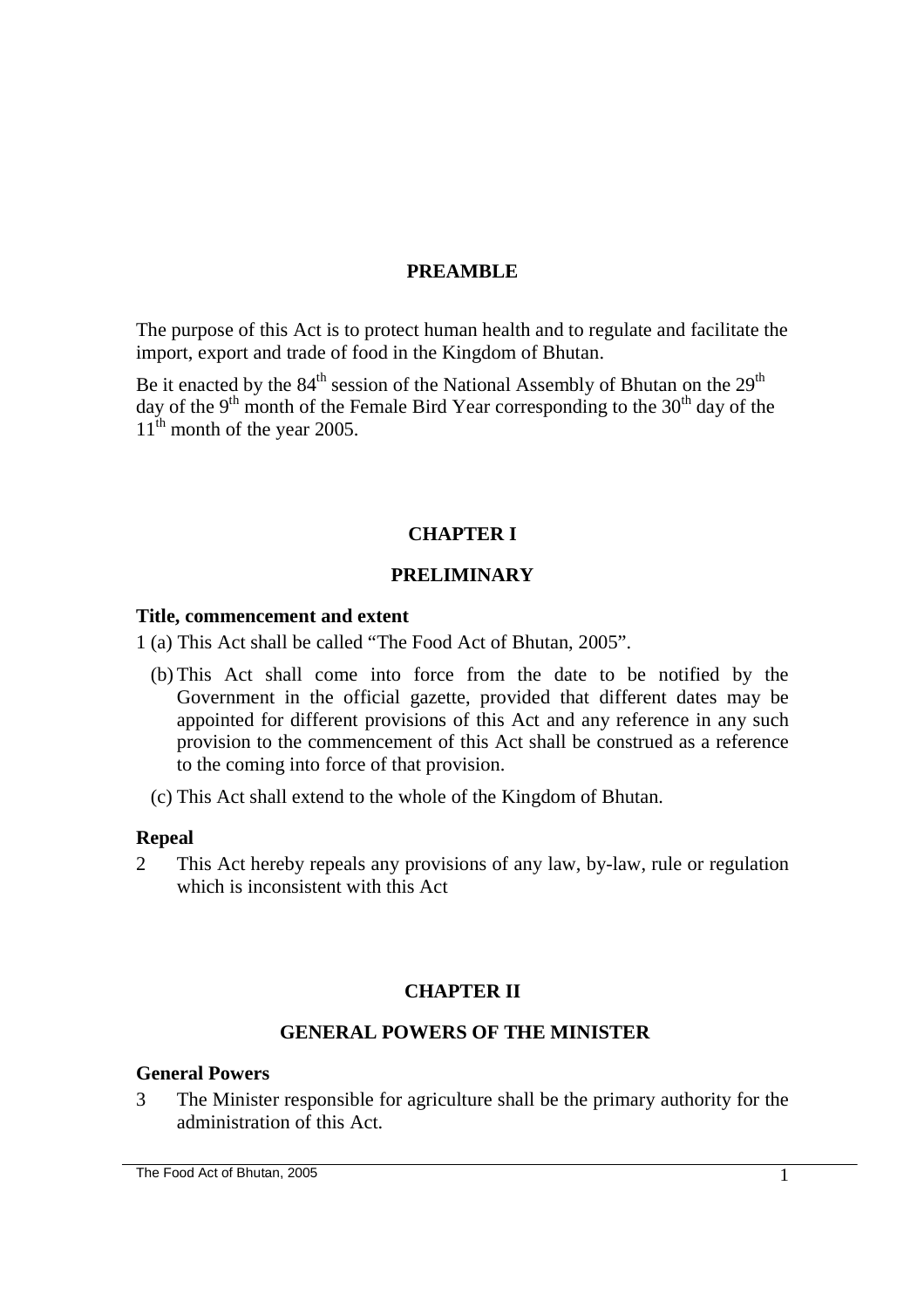## PREAMBLE

The purpose of this Act is to protect human health and to regulate and facilitate the import, export and trade of food in the Kingdom of Bhutan.

Be it enacted by the 84th session of the National Assembly of Bhutan on the 29th day of the 9th month of the Female Bird Year corresponding to the 30th day of the 11th month of the year 2005.

## CHAPTER I

## PRELIMINARY

### Title, commencement and extent

1 (a) This Act shall be called "The Food Act of Bhutan, 2005".

(b) This Act shall come into force from the date to be notified by the Government in the official gazette, provided that different dates may be appointed for different provisions of this Act and any reference in any such provision to the commencement of this Act shall be construed as a reference to the coming into force of that provision.

(c) This Act shall extend to the whole of the Kingdom of Bhutan.

### Repeal

2 This Act hereby repeals any provisions of any law, by-law, rule or regulation which is inconsistent with this Act

## CHAPTER II

## GENERAL POWERS OF THE MINISTER

### General Powers

3 The Minister responsible for agriculture shall be the primary authority for the administration of this Act.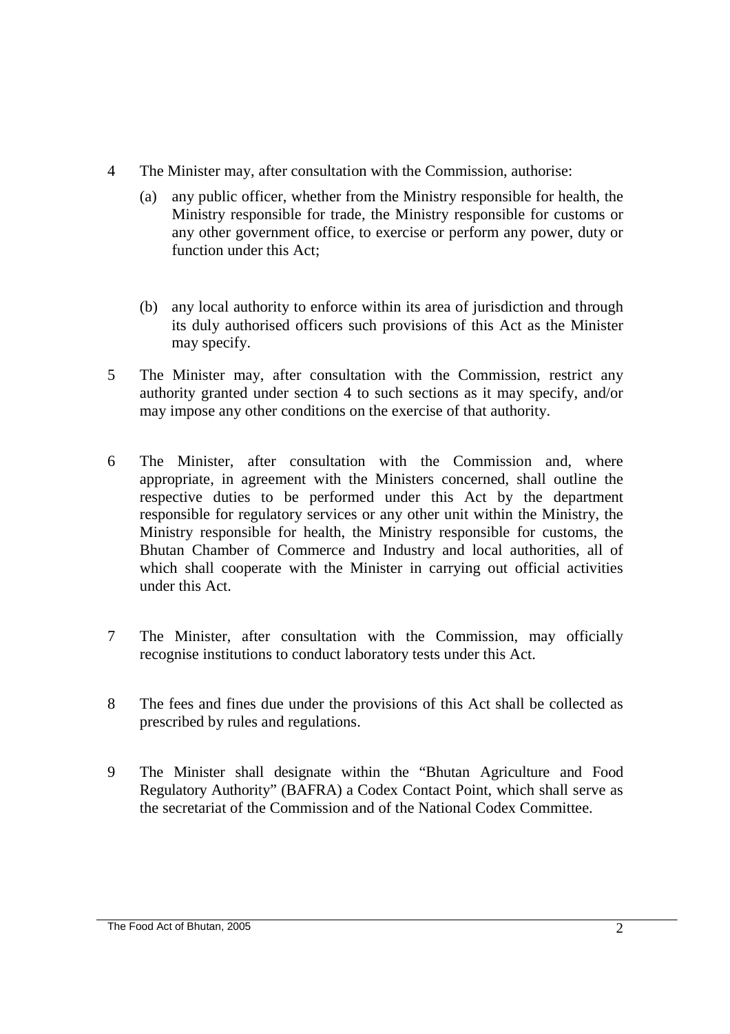4 The Minister may, after consultation with the Commission, authorise:

   (a) any public officer, whether from the Ministry responsible for health, the Ministry responsible for trade, the Ministry responsible for customs or any other government office, to exercise or perform any power, duty or function under this Act;

   (b) any local authority to enforce within its area of jurisdiction and through its duly authorised officers such provisions of this Act as the Minister may specify.

5 The Minister may, after consultation with the Commission, restrict any authority granted under section 4 to such sections as it may specify, and/or may impose any other conditions on the exercise of that authority.

6 The Minister, after consultation with the Commission and, where appropriate, in agreement with the Ministers concerned, shall outline the respective duties to be performed under this Act by the department responsible for regulatory services or any other unit within the Ministry, the Ministry responsible for health, the Ministry responsible for customs, the Bhutan Chamber of Commerce and Industry and local authorities, all of which shall cooperate with the Minister in carrying out official activities under this Act.

7 The Minister, after consultation with the Commission, may officially recognise institutions to conduct laboratory tests under this Act.

8 The fees and fines due under the provisions of this Act shall be collected as prescribed by rules and regulations.

9 The Minister shall designate within the "Bhutan Agriculture and Food Regulatory Authority" (BAFRA) a Codex Contact Point, which shall serve as the secretariat of the Commission and of the National Codex Committee.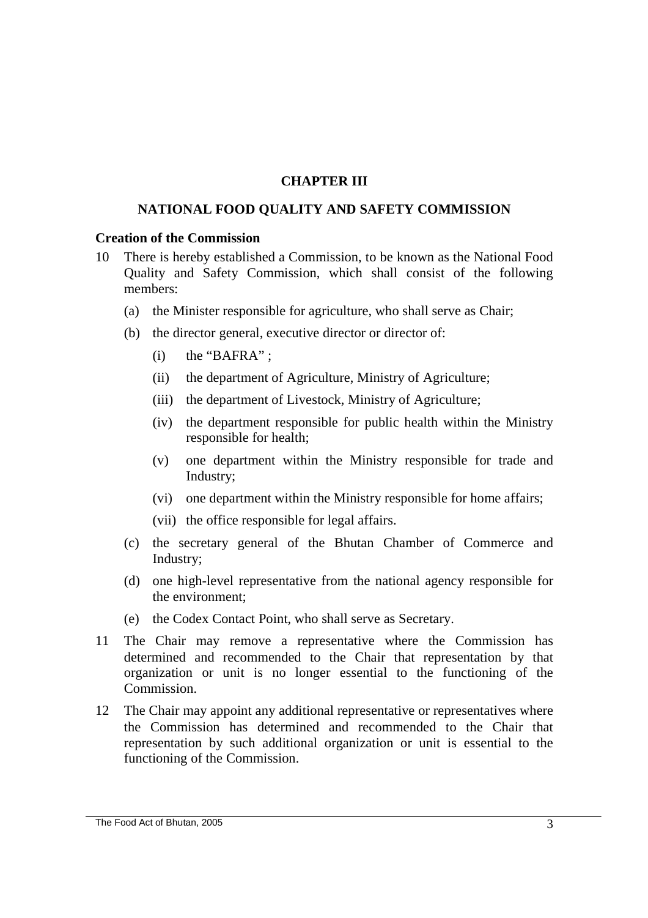## CHAPTER III

## NATIONAL FOOD QUALITY AND SAFETY COMMISSION

**Creation of the Commission**

10 There is hereby established a Commission, to be known as the National Food Quality and Safety Commission, which shall consist of the following members:

   (a) the Minister responsible for agriculture, who shall serve as Chair;

   (b) the director general, executive director or director of:

      (i) the "BAFRA" ;

      (ii) the department of Agriculture, Ministry of Agriculture;

      (iii) the department of Livestock, Ministry of Agriculture;

      (iv) the department responsible for public health within the Ministry responsible for health;

      (v) one department within the Ministry responsible for trade and Industry;

      (vi) one department within the Ministry responsible for home affairs;

      (vii) the office responsible for legal affairs.

   (c) the secretary general of the Bhutan Chamber of Commerce and Industry;

   (d) one high-level representative from the national agency responsible for the environment;

   (e) the Codex Contact Point, who shall serve as Secretary.

11 The Chair may remove a representative where the Commission has determined and recommended to the Chair that representation by that organization or unit is no longer essential to the functioning of the Commission.

12 The Chair may appoint any additional representative or representatives where the Commission has determined and recommended to the Chair that representation by such additional organization or unit is essential to the functioning of the Commission.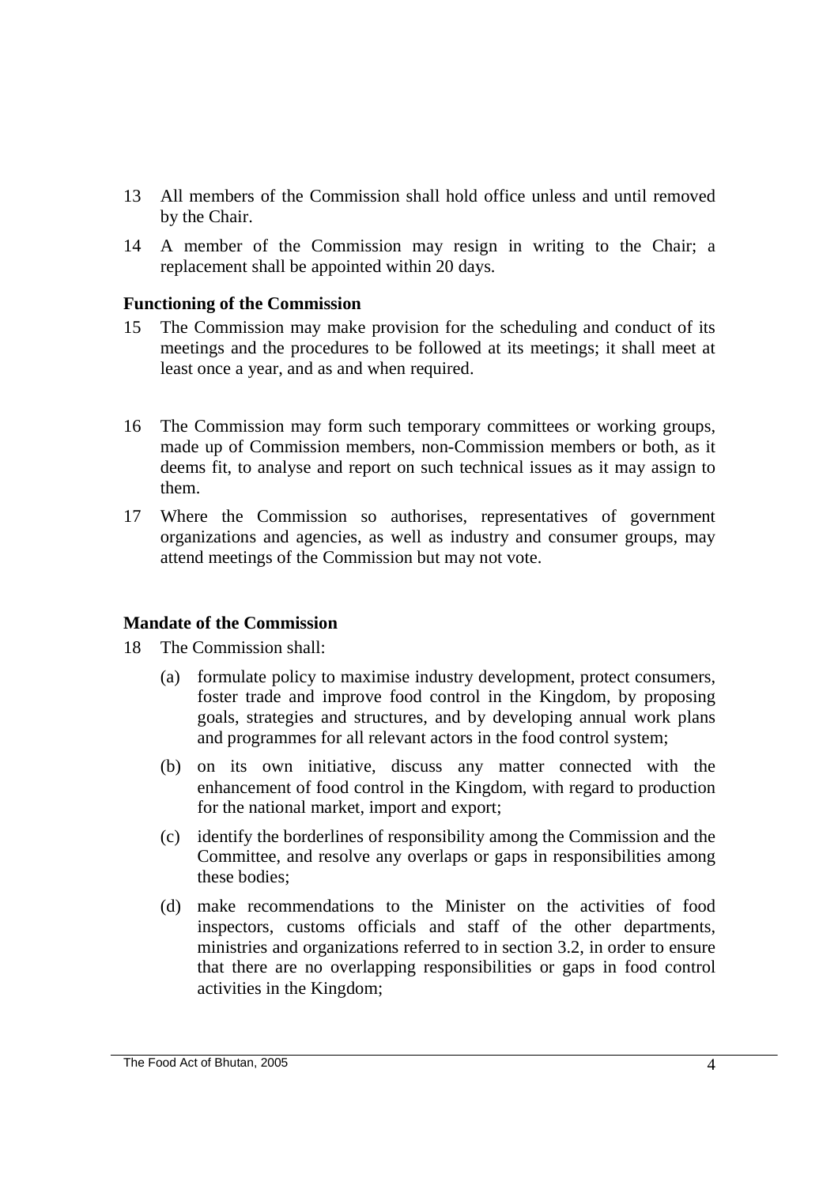13 All members of the Commission shall hold office unless and until removed by the Chair.

14 A member of the Commission may resign in writing to the Chair; a replacement shall be appointed within 20 days.

**Functioning of the Commission**

15 The Commission may make provision for the scheduling and conduct of its meetings and the procedures to be followed at its meetings; it shall meet at least once a year, and as and when required.

16 The Commission may form such temporary committees or working groups, made up of Commission members, non-Commission members or both, as it deems fit, to analyse and report on such technical issues as it may assign to them.

17 Where the Commission so authorises, representatives of government organizations and agencies, as well as industry and consumer groups, may attend meetings of the Commission but may not vote.

**Mandate of the Commission**

18 The Commission shall:

(a) formulate policy to maximise industry development, protect consumers, foster trade and improve food control in the Kingdom, by proposing goals, strategies and structures, and by developing annual work plans and programmes for all relevant actors in the food control system;

(b) on its own initiative, discuss any matter connected with the enhancement of food control in the Kingdom, with regard to production for the national market, import and export;

(c) identify the borderlines of responsibility among the Commission and the Committee, and resolve any overlaps or gaps in responsibilities among these bodies;

(d) make recommendations to the Minister on the activities of food inspectors, customs officials and staff of the other departments, ministries and organizations referred to in section 3.2, in order to ensure that there are no overlapping responsibilities or gaps in food control activities in the Kingdom;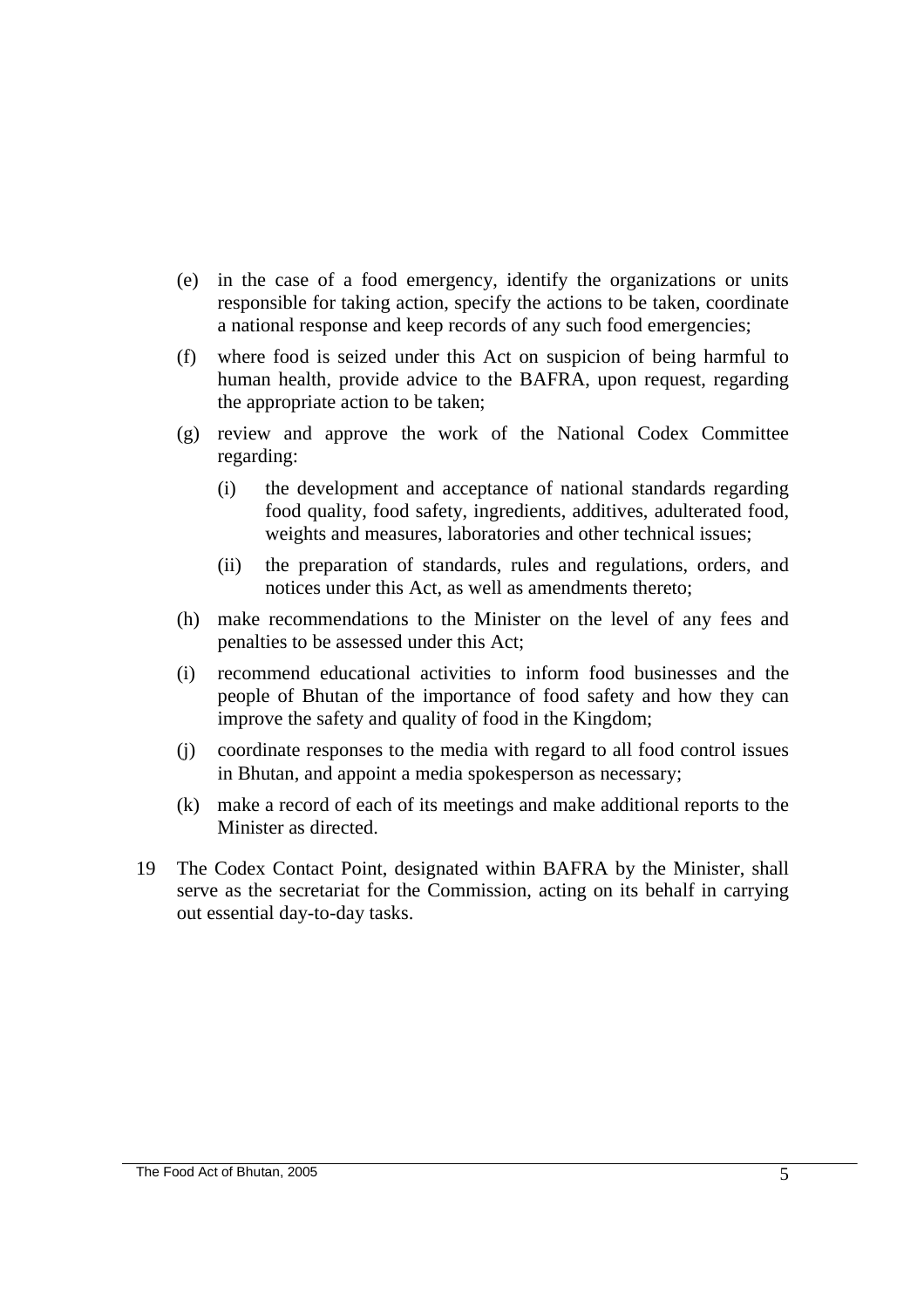(e) in the case of a food emergency, identify the organizations or units responsible for taking action, specify the actions to be taken, coordinate a national response and keep records of any such food emergencies;

(f) where food is seized under this Act on suspicion of being harmful to human health, provide advice to the BAFRA, upon request, regarding the appropriate action to be taken;

(g) review and approve the work of the National Codex Committee regarding:

   (i) the development and acceptance of national standards regarding food quality, food safety, ingredients, additives, adulterated food, weights and measures, laboratories and other technical issues;

   (ii) the preparation of standards, rules and regulations, orders, and notices under this Act, as well as amendments thereto;

(h) make recommendations to the Minister on the level of any fees and penalties to be assessed under this Act;

(i) recommend educational activities to inform food businesses and the people of Bhutan of the importance of food safety and how they can improve the safety and quality of food in the Kingdom;

(j) coordinate responses to the media with regard to all food control issues in Bhutan, and appoint a media spokesperson as necessary;

(k) make a record of each of its meetings and make additional reports to the Minister as directed.

19 The Codex Contact Point, designated within BAFRA by the Minister, shall serve as the secretariat for the Commission, acting on its behalf in carrying out essential day-to-day tasks.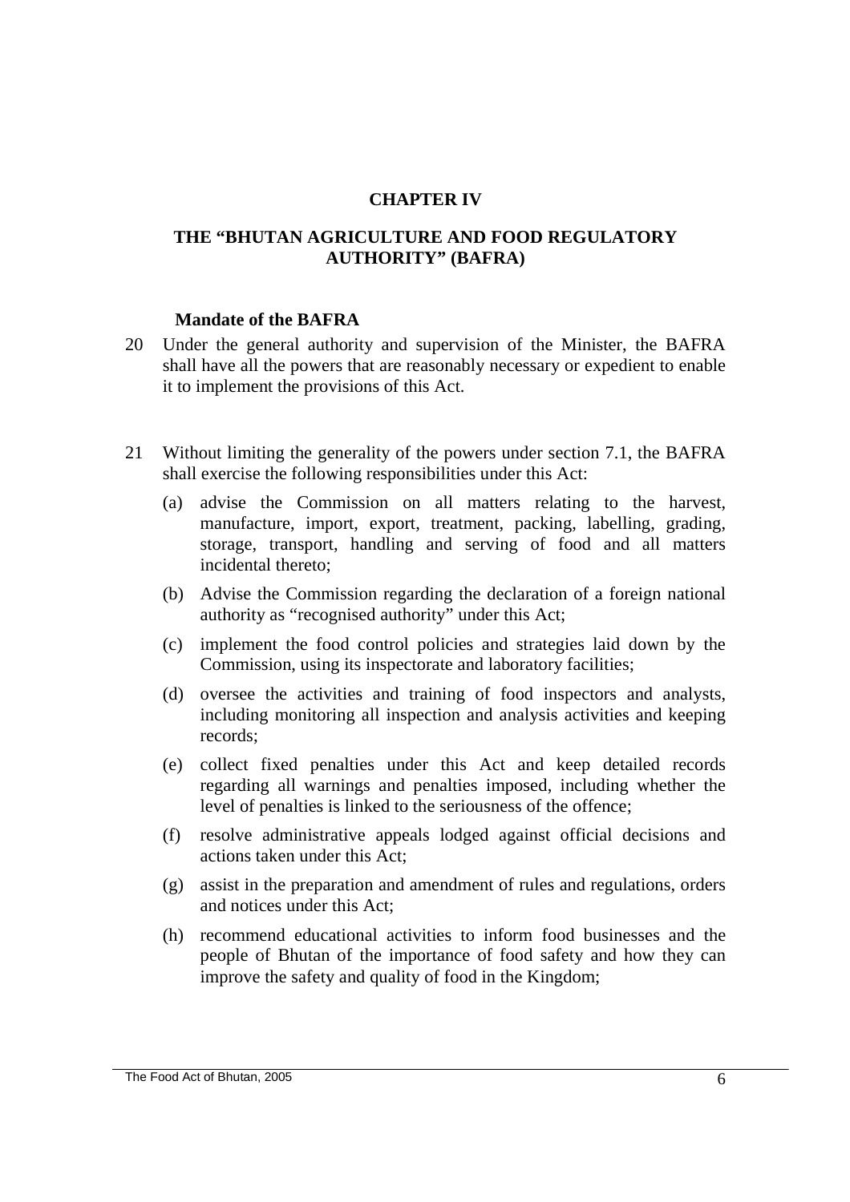## CHAPTER IV

## THE "BHUTAN AGRICULTURE AND FOOD REGULATORY AUTHORITY" (BAFRA)

### Mandate of the BAFRA

20 Under the general authority and supervision of the Minister, the BAFRA shall have all the powers that are reasonably necessary or expedient to enable it to implement the provisions of this Act.

21 Without limiting the generality of the powers under section 7.1, the BAFRA shall exercise the following responsibilities under this Act:

(a) advise the Commission on all matters relating to the harvest, manufacture, import, export, treatment, packing, labelling, grading, storage, transport, handling and serving of food and all matters incidental thereto;

(b) Advise the Commission regarding the declaration of a foreign national authority as "recognised authority" under this Act;

(c) implement the food control policies and strategies laid down by the Commission, using its inspectorate and laboratory facilities;

(d) oversee the activities and training of food inspectors and analysts, including monitoring all inspection and analysis activities and keeping records;

(e) collect fixed penalties under this Act and keep detailed records regarding all warnings and penalties imposed, including whether the level of penalties is linked to the seriousness of the offence;

(f) resolve administrative appeals lodged against official decisions and actions taken under this Act;

(g) assist in the preparation and amendment of rules and regulations, orders and notices under this Act;

(h) recommend educational activities to inform food businesses and the people of Bhutan of the importance of food safety and how they can improve the safety and quality of food in the Kingdom;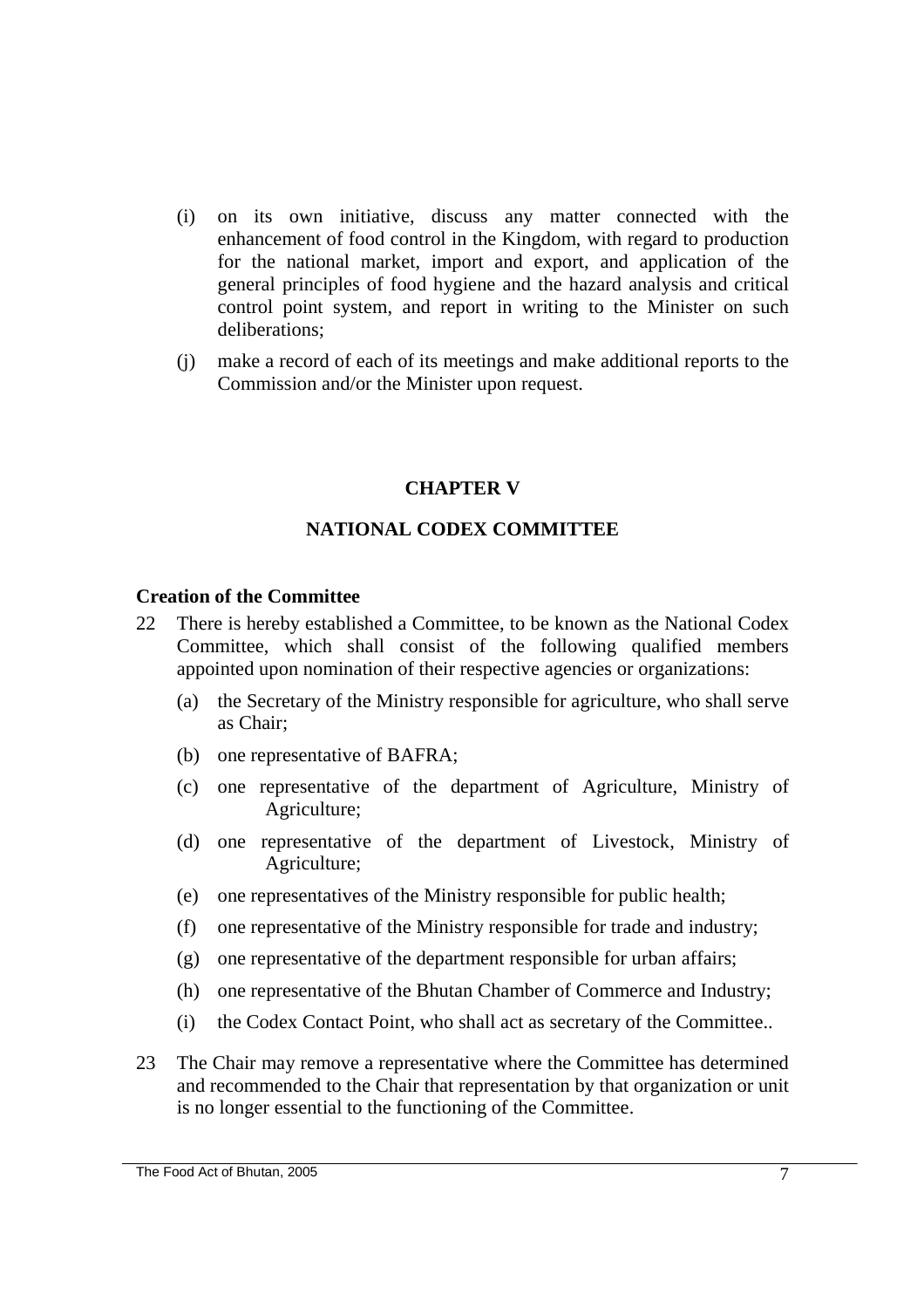(i) on its own initiative, discuss any matter connected with the enhancement of food control in the Kingdom, with regard to production for the national market, import and export, and application of the general principles of food hygiene and the hazard analysis and critical control point system, and report in writing to the Minister on such deliberations;

(j) make a record of each of its meetings and make additional reports to the Commission and/or the Minister upon request.

## CHAPTER V

## NATIONAL CODEX COMMITTEE

**Creation of the Committee**

22 There is hereby established a Committee, to be known as the National Codex Committee, which shall consist of the following qualified members appointed upon nomination of their respective agencies or organizations:

(a) the Secretary of the Ministry responsible for agriculture, who shall serve as Chair;

(b) one representative of BAFRA;

(c) one representative of the department of Agriculture, Ministry of Agriculture;

(d) one representative of the department of Livestock, Ministry of Agriculture;

(e) one representatives of the Ministry responsible for public health;

(f) one representative of the Ministry responsible for trade and industry;

(g) one representative of the department responsible for urban affairs;

(h) one representative of the Bhutan Chamber of Commerce and Industry;

(i) the Codex Contact Point, who shall act as secretary of the Committee..

23 The Chair may remove a representative where the Committee has determined and recommended to the Chair that representation by that organization or unit is no longer essential to the functioning of the Committee.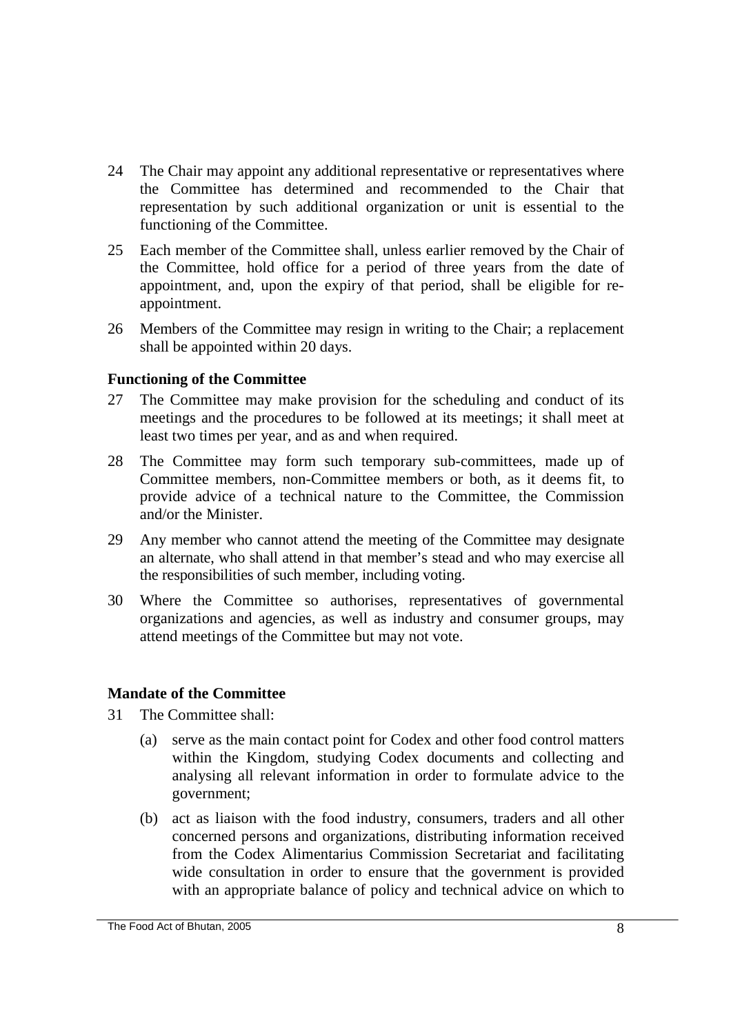24 The Chair may appoint any additional representative or representatives where the Committee has determined and recommended to the Chair that representation by such additional organization or unit is essential to the functioning of the Committee.

25 Each member of the Committee shall, unless earlier removed by the Chair of the Committee, hold office for a period of three years from the date of appointment, and, upon the expiry of that period, shall be eligible for re-appointment.

26 Members of the Committee may resign in writing to the Chair; a replacement shall be appointed within 20 days.

**Functioning of the Committee**

27 The Committee may make provision for the scheduling and conduct of its meetings and the procedures to be followed at its meetings; it shall meet at least two times per year, and as and when required.

28 The Committee may form such temporary sub-committees, made up of Committee members, non-Committee members or both, as it deems fit, to provide advice of a technical nature to the Committee, the Commission and/or the Minister.

29 Any member who cannot attend the meeting of the Committee may designate an alternate, who shall attend in that member's stead and who may exercise all the responsibilities of such member, including voting.

30 Where the Committee so authorises, representatives of governmental organizations and agencies, as well as industry and consumer groups, may attend meetings of the Committee but may not vote.

**Mandate of the Committee**

31 The Committee shall:

(a) serve as the main contact point for Codex and other food control matters within the Kingdom, studying Codex documents and collecting and analysing all relevant information in order to formulate advice to the government;

(b) act as liaison with the food industry, consumers, traders and all other concerned persons and organizations, distributing information received from the Codex Alimentarius Commission Secretariat and facilitating wide consultation in order to ensure that the government is provided with an appropriate balance of policy and technical advice on which to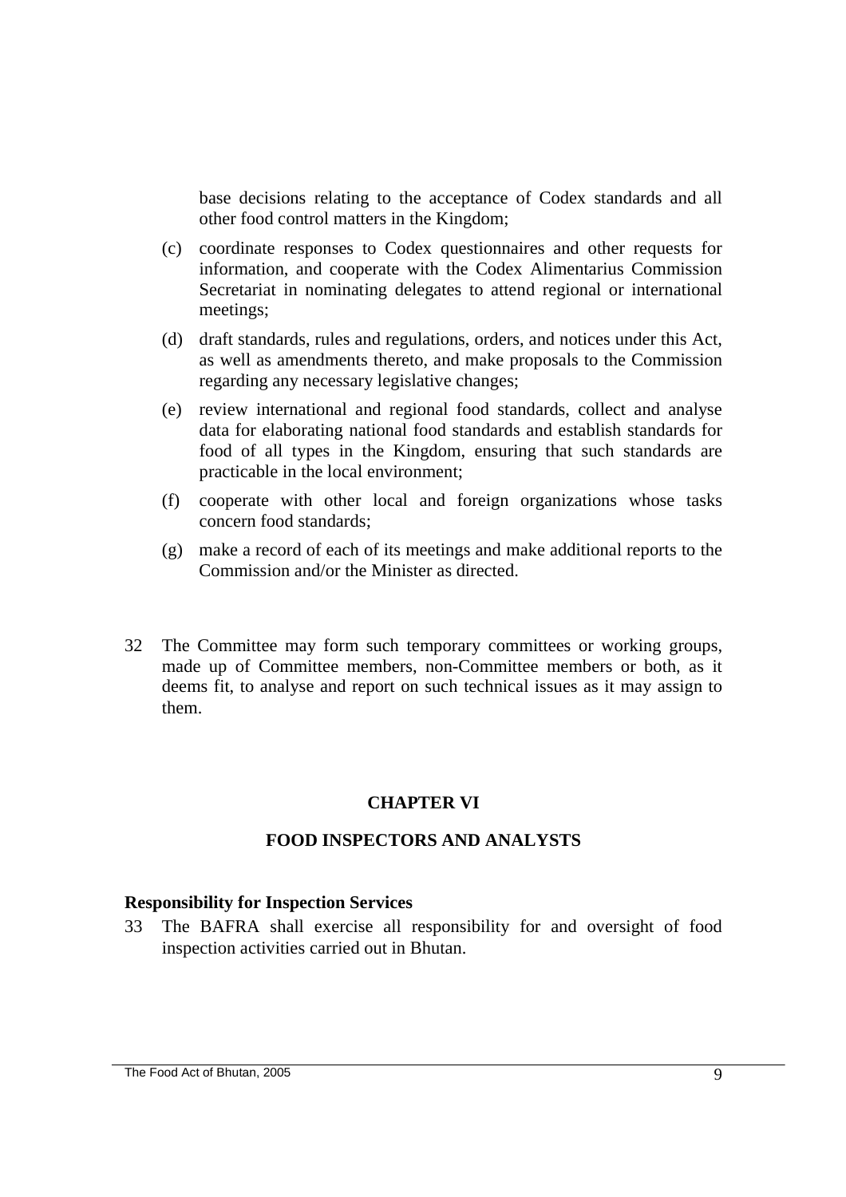base decisions relating to the acceptance of Codex standards and all other food control matters in the Kingdom;

(c) coordinate responses to Codex questionnaires and other requests for information, and cooperate with the Codex Alimentarius Commission Secretariat in nominating delegates to attend regional or international meetings;

(d) draft standards, rules and regulations, orders, and notices under this Act, as well as amendments thereto, and make proposals to the Commission regarding any necessary legislative changes;

(e) review international and regional food standards, collect and analyse data for elaborating national food standards and establish standards for food of all types in the Kingdom, ensuring that such standards are practicable in the local environment;

(f) cooperate with other local and foreign organizations whose tasks concern food standards;

(g) make a record of each of its meetings and make additional reports to the Commission and/or the Minister as directed.

32 The Committee may form such temporary committees or working groups, made up of Committee members, non-Committee members or both, as it deems fit, to analyse and report on such technical issues as it may assign to them.

## CHAPTER VI

## FOOD INSPECTORS AND ANALYSTS

### Responsibility for Inspection Services

33 The BAFRA shall exercise all responsibility for and oversight of food inspection activities carried out in Bhutan.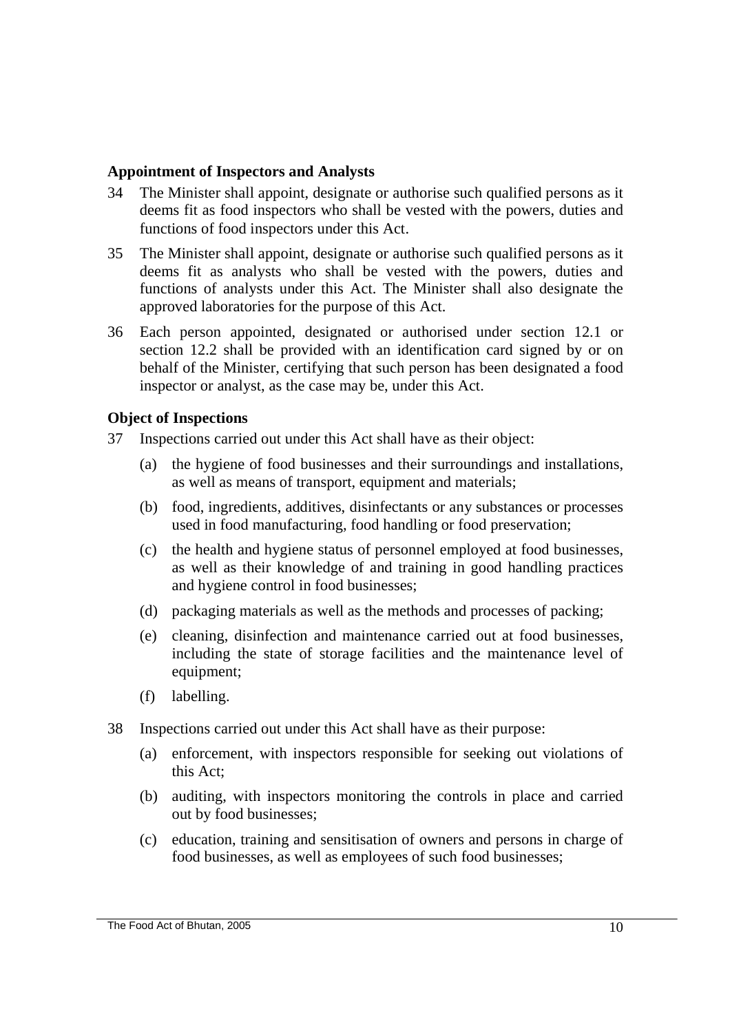**Appointment of Inspectors and Analysts**

34 The Minister shall appoint, designate or authorise such qualified persons as it deems fit as food inspectors who shall be vested with the powers, duties and functions of food inspectors under this Act.

35 The Minister shall appoint, designate or authorise such qualified persons as it deems fit as analysts who shall be vested with the powers, duties and functions of analysts under this Act. The Minister shall also designate the approved laboratories for the purpose of this Act.

36 Each person appointed, designated or authorised under section 12.1 or section 12.2 shall be provided with an identification card signed by or on behalf of the Minister, certifying that such person has been designated a food inspector or analyst, as the case may be, under this Act.

**Object of Inspections**

37 Inspections carried out under this Act shall have as their object:

(a) the hygiene of food businesses and their surroundings and installations, as well as means of transport, equipment and materials;

(b) food, ingredients, additives, disinfectants or any substances or processes used in food manufacturing, food handling or food preservation;

(c) the health and hygiene status of personnel employed at food businesses, as well as their knowledge of and training in good handling practices and hygiene control in food businesses;

(d) packaging materials as well as the methods and processes of packing;

(e) cleaning, disinfection and maintenance carried out at food businesses, including the state of storage facilities and the maintenance level of equipment;

(f) labelling.

38 Inspections carried out under this Act shall have as their purpose:

(a) enforcement, with inspectors responsible for seeking out violations of this Act;

(b) auditing, with inspectors monitoring the controls in place and carried out by food businesses;

(c) education, training and sensitisation of owners and persons in charge of food businesses, as well as employees of such food businesses;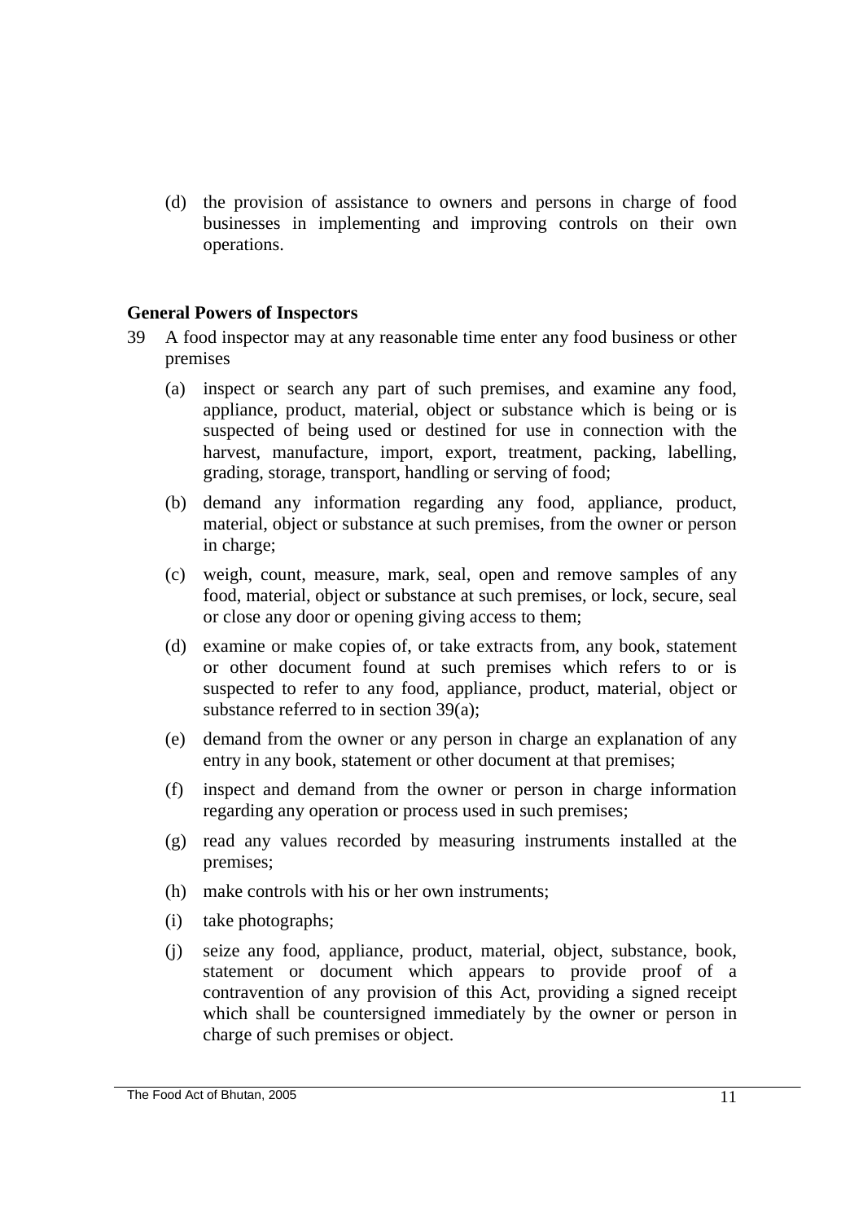(d) the provision of assistance to owners and persons in charge of food businesses in implementing and improving controls on their own operations.

**General Powers of Inspectors**

39 A food inspector may at any reasonable time enter any food business or other premises

(a) inspect or search any part of such premises, and examine any food, appliance, product, material, object or substance which is being or is suspected of being used or destined for use in connection with the harvest, manufacture, import, export, treatment, packing, labelling, grading, storage, transport, handling or serving of food;

(b) demand any information regarding any food, appliance, product, material, object or substance at such premises, from the owner or person in charge;

(c) weigh, count, measure, mark, seal, open and remove samples of any food, material, object or substance at such premises, or lock, secure, seal or close any door or opening giving access to them;

(d) examine or make copies of, or take extracts from, any book, statement or other document found at such premises which refers to or is suspected to refer to any food, appliance, product, material, object or substance referred to in section 39(a);

(e) demand from the owner or any person in charge an explanation of any entry in any book, statement or other document at that premises;

(f) inspect and demand from the owner or person in charge information regarding any operation or process used in such premises;

(g) read any values recorded by measuring instruments installed at the premises;

(h) make controls with his or her own instruments;

(i) take photographs;

(j) seize any food, appliance, product, material, object, substance, book, statement or document which appears to provide proof of a contravention of any provision of this Act, providing a signed receipt which shall be countersigned immediately by the owner or person in charge of such premises or object.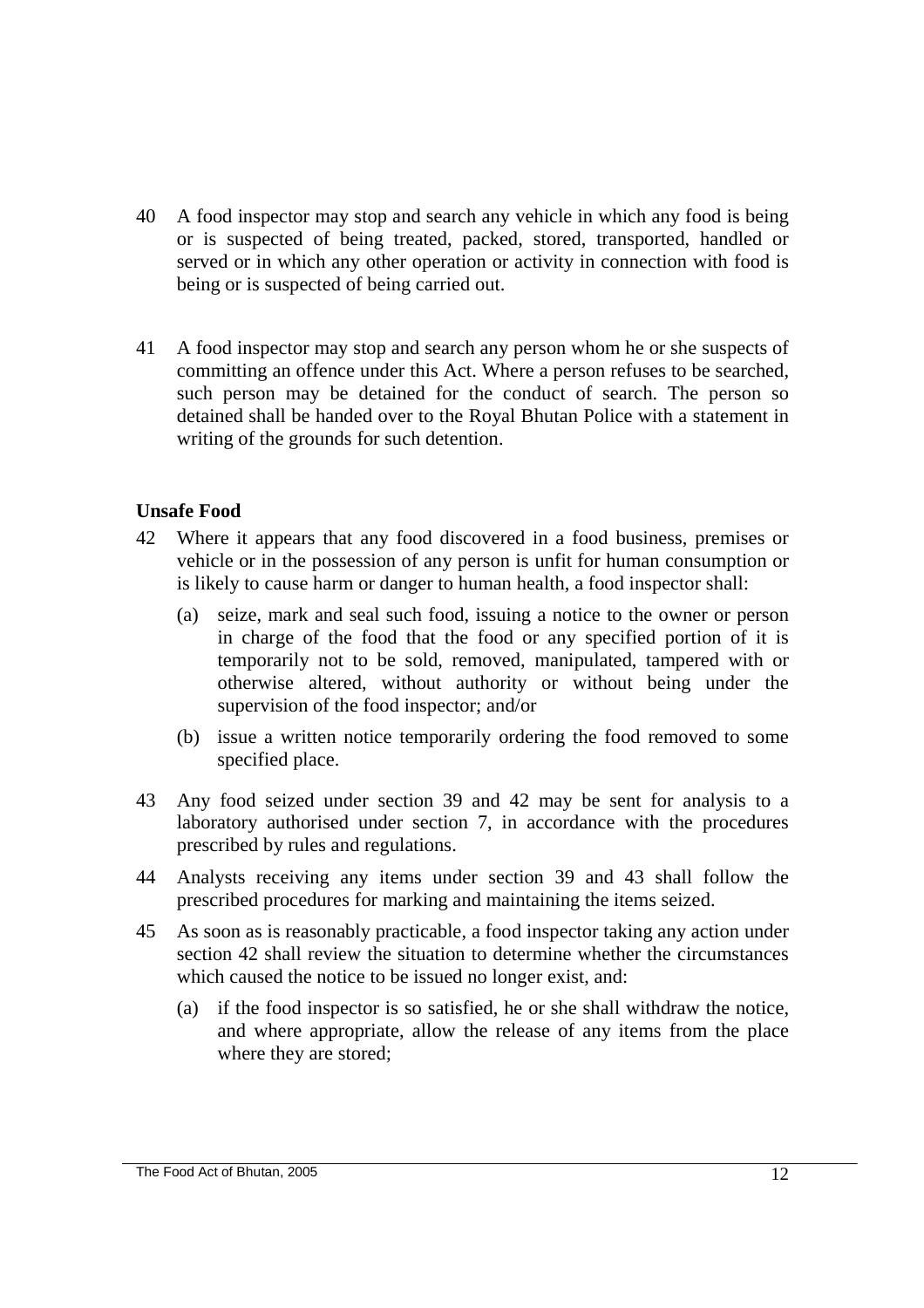40 A food inspector may stop and search any vehicle in which any food is being or is suspected of being treated, packed, stored, transported, handled or served or in which any other operation or activity in connection with food is being or is suspected of being carried out.

41 A food inspector may stop and search any person whom he or she suspects of committing an offence under this Act. Where a person refuses to be searched, such person may be detained for the conduct of search. The person so detained shall be handed over to the Royal Bhutan Police with a statement in writing of the grounds for such detention.

**Unsafe Food**

42 Where it appears that any food discovered in a food business, premises or vehicle or in the possession of any person is unfit for human consumption or is likely to cause harm or danger to human health, a food inspector shall:

(a) seize, mark and seal such food, issuing a notice to the owner or person in charge of the food that the food or any specified portion of it is temporarily not to be sold, removed, manipulated, tampered with or otherwise altered, without authority or without being under the supervision of the food inspector; and/or

(b) issue a written notice temporarily ordering the food removed to some specified place.

43 Any food seized under section 39 and 42 may be sent for analysis to a laboratory authorised under section 7, in accordance with the procedures prescribed by rules and regulations.

44 Analysts receiving any items under section 39 and 43 shall follow the prescribed procedures for marking and maintaining the items seized.

45 As soon as is reasonably practicable, a food inspector taking any action under section 42 shall review the situation to determine whether the circumstances which caused the notice to be issued no longer exist, and:

(a) if the food inspector is so satisfied, he or she shall withdraw the notice, and where appropriate, allow the release of any items from the place where they are stored;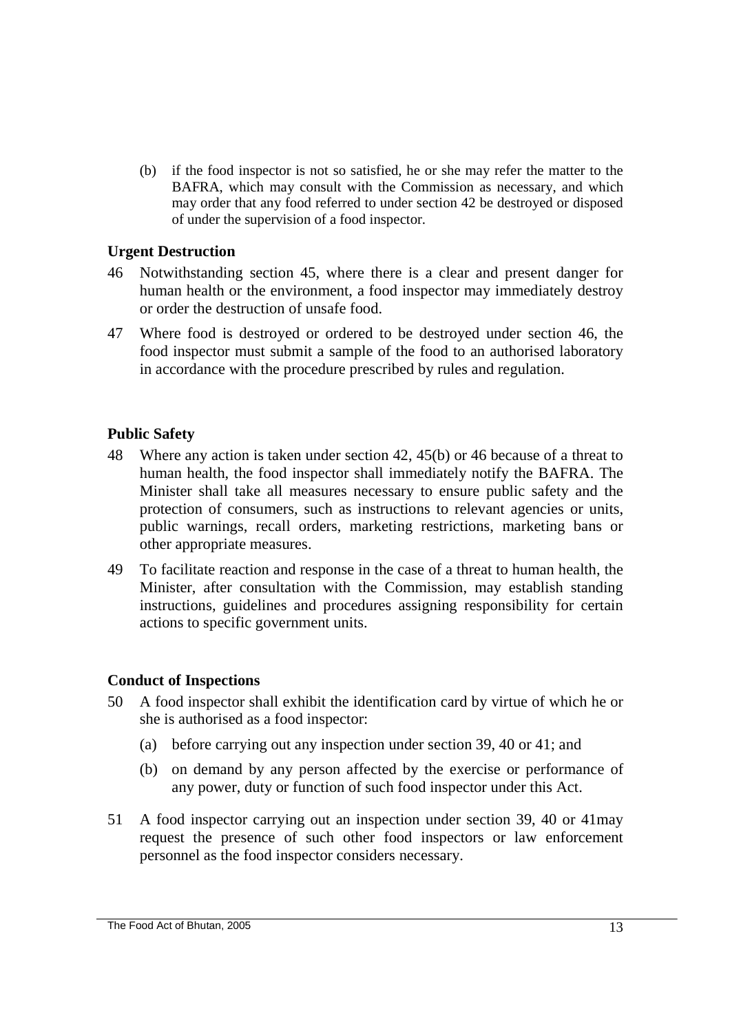(b) if the food inspector is not so satisfied, he or she may refer the matter to the BAFRA, which may consult with the Commission as necessary, and which may order that any food referred to under section 42 be destroyed or disposed of under the supervision of a food inspector.

**Urgent Destruction**

46 Notwithstanding section 45, where there is a clear and present danger for human health or the environment, a food inspector may immediately destroy or order the destruction of unsafe food.

47 Where food is destroyed or ordered to be destroyed under section 46, the food inspector must submit a sample of the food to an authorised laboratory in accordance with the procedure prescribed by rules and regulation.

**Public Safety**

48 Where any action is taken under section 42, 45(b) or 46 because of a threat to human health, the food inspector shall immediately notify the BAFRA. The Minister shall take all measures necessary to ensure public safety and the protection of consumers, such as instructions to relevant agencies or units, public warnings, recall orders, marketing restrictions, marketing bans or other appropriate measures.

49 To facilitate reaction and response in the case of a threat to human health, the Minister, after consultation with the Commission, may establish standing instructions, guidelines and procedures assigning responsibility for certain actions to specific government units.

**Conduct of Inspections**

50 A food inspector shall exhibit the identification card by virtue of which he or she is authorised as a food inspector:

(a) before carrying out any inspection under section 39, 40 or 41; and

(b) on demand by any person affected by the exercise or performance of any power, duty or function of such food inspector under this Act.

51 A food inspector carrying out an inspection under section 39, 40 or 41may request the presence of such other food inspectors or law enforcement personnel as the food inspector considers necessary.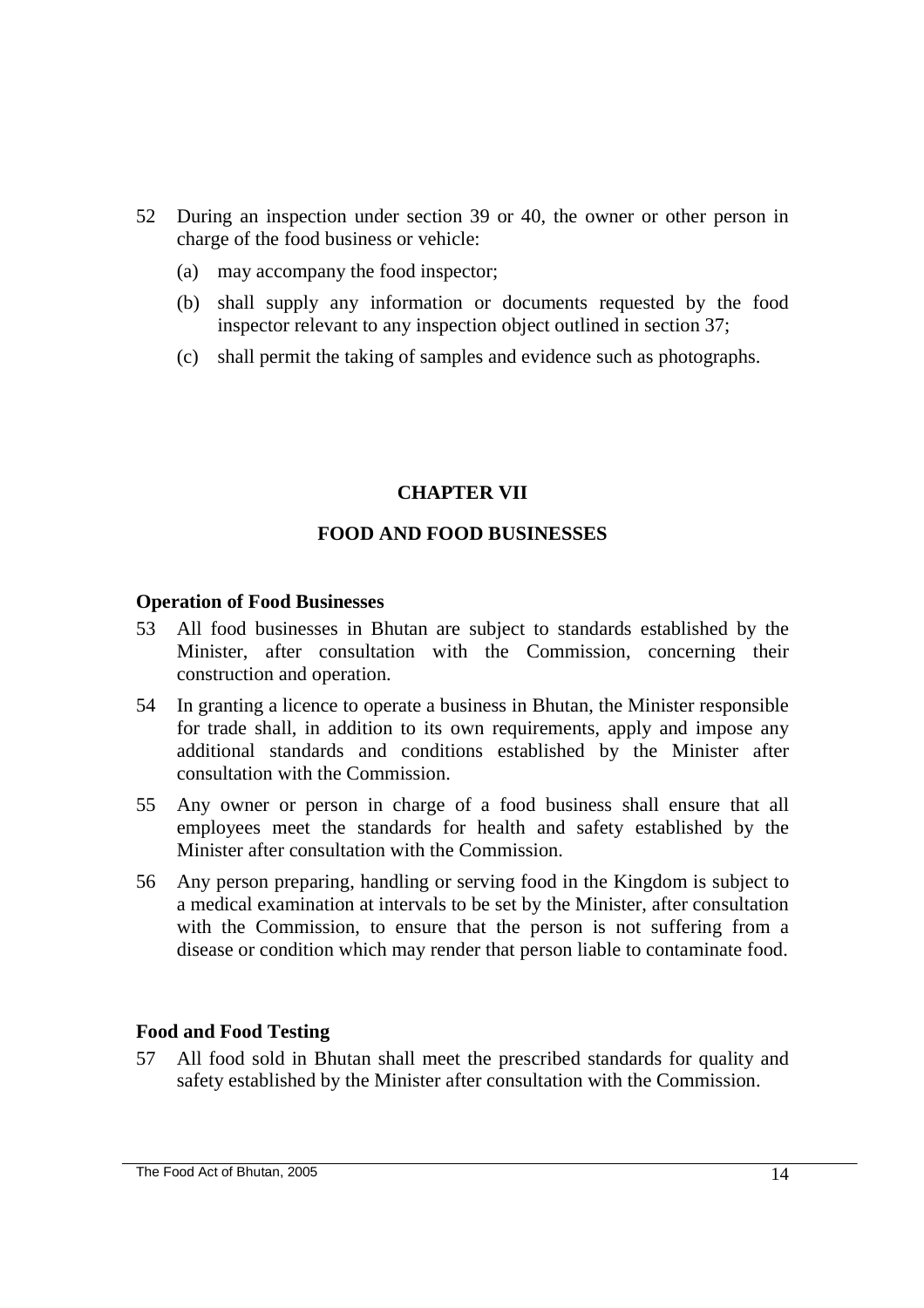52 During an inspection under section 39 or 40, the owner or other person in charge of the food business or vehicle:

(a) may accompany the food inspector;

(b) shall supply any information or documents requested by the food inspector relevant to any inspection object outlined in section 37;

(c) shall permit the taking of samples and evidence such as photographs.

## CHAPTER VII

## FOOD AND FOOD BUSINESSES

### Operation of Food Businesses

53 All food businesses in Bhutan are subject to standards established by the Minister, after consultation with the Commission, concerning their construction and operation.

54 In granting a licence to operate a business in Bhutan, the Minister responsible for trade shall, in addition to its own requirements, apply and impose any additional standards and conditions established by the Minister after consultation with the Commission.

55 Any owner or person in charge of a food business shall ensure that all employees meet the standards for health and safety established by the Minister after consultation with the Commission.

56 Any person preparing, handling or serving food in the Kingdom is subject to a medical examination at intervals to be set by the Minister, after consultation with the Commission, to ensure that the person is not suffering from a disease or condition which may render that person liable to contaminate food.

### Food and Food Testing

57 All food sold in Bhutan shall meet the prescribed standards for quality and safety established by the Minister after consultation with the Commission.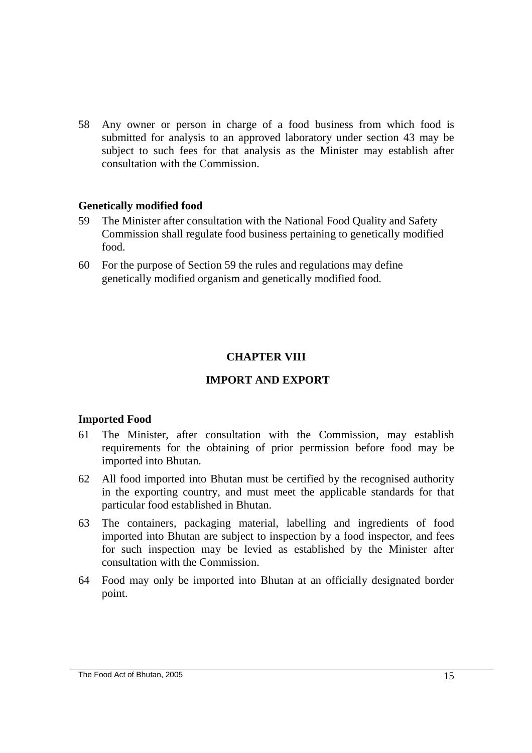58 Any owner or person in charge of a food business from which food is submitted for analysis to an approved laboratory under section 43 may be subject to such fees for that analysis as the Minister may establish after consultation with the Commission.

**Genetically modified food**

59 The Minister after consultation with the National Food Quality and Safety Commission shall regulate food business pertaining to genetically modified food.

60 For the purpose of Section 59 the rules and regulations may define genetically modified organism and genetically modified food.

## CHAPTER VIII

## IMPORT AND EXPORT

**Imported Food**

61 The Minister, after consultation with the Commission, may establish requirements for the obtaining of prior permission before food may be imported into Bhutan.

62 All food imported into Bhutan must be certified by the recognised authority in the exporting country, and must meet the applicable standards for that particular food established in Bhutan.

63 The containers, packaging material, labelling and ingredients of food imported into Bhutan are subject to inspection by a food inspector, and fees for such inspection may be levied as established by the Minister after consultation with the Commission.

64 Food may only be imported into Bhutan at an officially designated border point.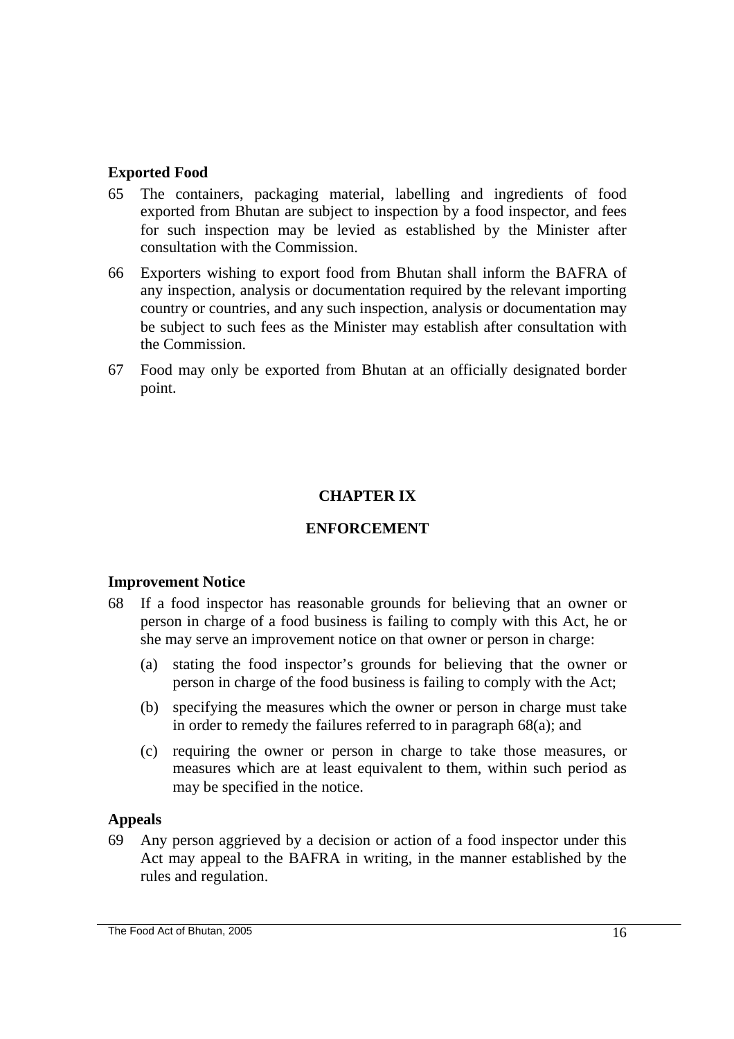### Exported Food

65 The containers, packaging material, labelling and ingredients of food exported from Bhutan are subject to inspection by a food inspector, and fees for such inspection may be levied as established by the Minister after consultation with the Commission.

66 Exporters wishing to export food from Bhutan shall inform the BAFRA of any inspection, analysis or documentation required by the relevant importing country or countries, and any such inspection, analysis or documentation may be subject to such fees as the Minister may establish after consultation with the Commission.

67 Food may only be exported from Bhutan at an officially designated border point.

## CHAPTER IX

## ENFORCEMENT

### Improvement Notice

68 If a food inspector has reasonable grounds for believing that an owner or person in charge of a food business is failing to comply with this Act, he or she may serve an improvement notice on that owner or person in charge:

(a) stating the food inspector's grounds for believing that the owner or person in charge of the food business is failing to comply with the Act;

(b) specifying the measures which the owner or person in charge must take in order to remedy the failures referred to in paragraph 68(a); and

(c) requiring the owner or person in charge to take those measures, or measures which are at least equivalent to them, within such period as may be specified in the notice.

### Appeals

69 Any person aggrieved by a decision or action of a food inspector under this Act may appeal to the BAFRA in writing, in the manner established by the rules and regulation.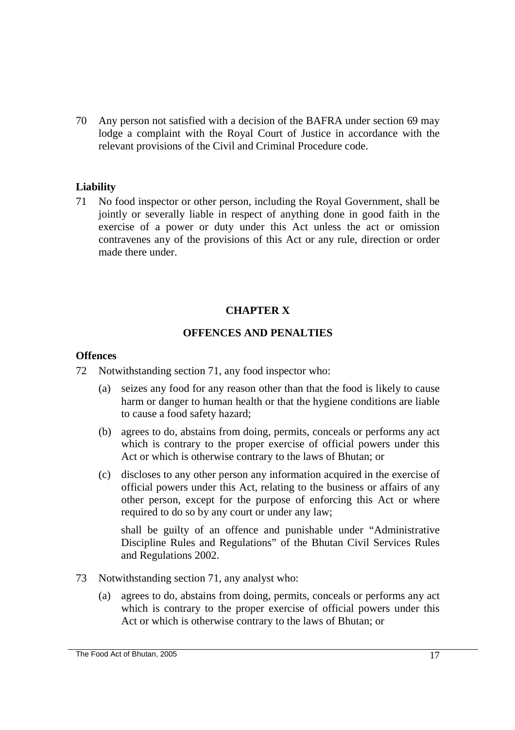70 Any person not satisfied with a decision of the BAFRA under section 69 may lodge a complaint with the Royal Court of Justice in accordance with the relevant provisions of the Civil and Criminal Procedure code.

### Liability

71 No food inspector or other person, including the Royal Government, shall be jointly or severally liable in respect of anything done in good faith in the exercise of a power or duty under this Act unless the act or omission contravenes any of the provisions of this Act or any rule, direction or order made there under.

## CHAPTER X

## OFFENCES AND PENALTIES

### Offences

72 Notwithstanding section 71, any food inspector who:

(a) seizes any food for any reason other than that the food is likely to cause harm or danger to human health or that the hygiene conditions are liable to cause a food safety hazard;

(b) agrees to do, abstains from doing, permits, conceals or performs any act which is contrary to the proper exercise of official powers under this Act or which is otherwise contrary to the laws of Bhutan; or

(c) discloses to any other person any information acquired in the exercise of official powers under this Act, relating to the business or affairs of any other person, except for the purpose of enforcing this Act or where required to do so by any court or under any law;

shall be guilty of an offence and punishable under "Administrative Discipline Rules and Regulations" of the Bhutan Civil Services Rules and Regulations 2002.

73 Notwithstanding section 71, any analyst who:

(a) agrees to do, abstains from doing, permits, conceals or performs any act which is contrary to the proper exercise of official powers under this Act or which is otherwise contrary to the laws of Bhutan; or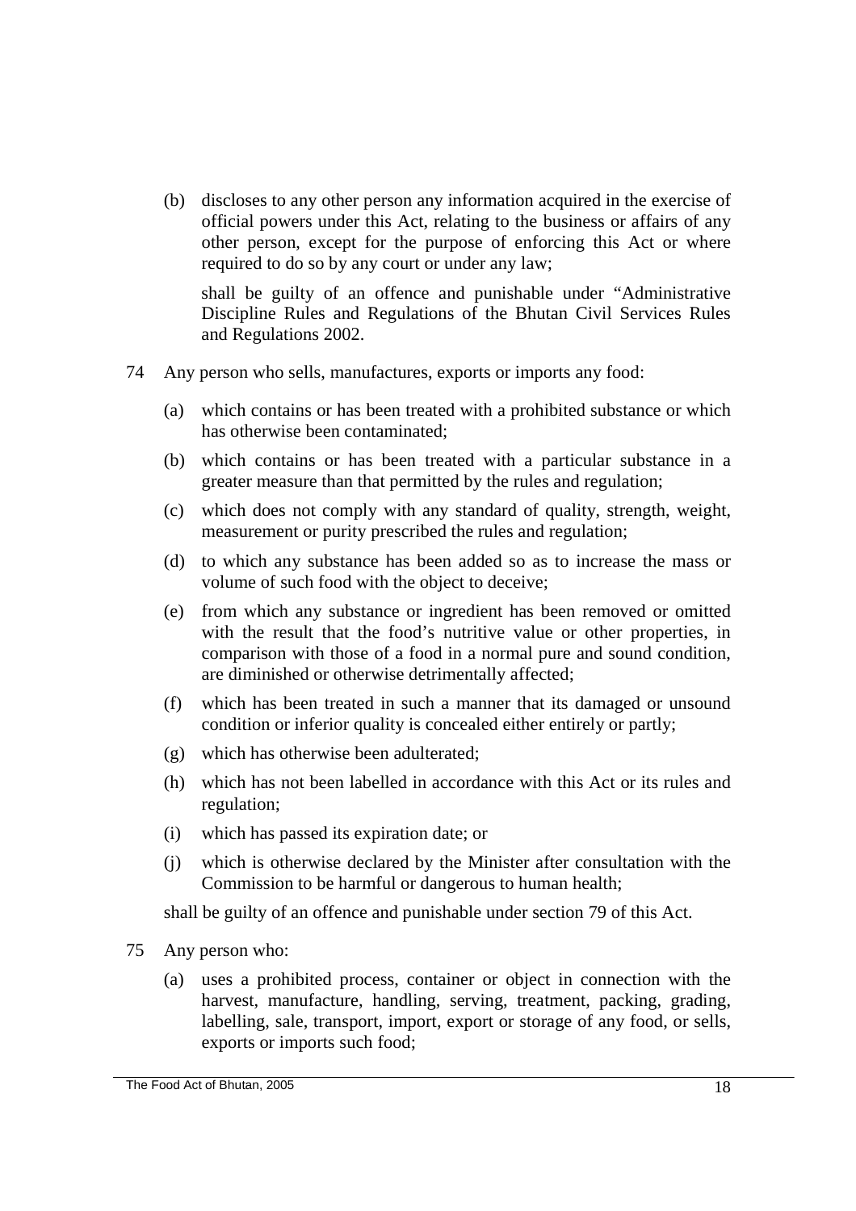(b) discloses to any other person any information acquired in the exercise of official powers under this Act, relating to the business or affairs of any other person, except for the purpose of enforcing this Act or where required to do so by any court or under any law;

shall be guilty of an offence and punishable under "Administrative Discipline Rules and Regulations of the Bhutan Civil Services Rules and Regulations 2002.

74 Any person who sells, manufactures, exports or imports any food:

(a) which contains or has been treated with a prohibited substance or which has otherwise been contaminated;

(b) which contains or has been treated with a particular substance in a greater measure than that permitted by the rules and regulation;

(c) which does not comply with any standard of quality, strength, weight, measurement or purity prescribed the rules and regulation;

(d) to which any substance has been added so as to increase the mass or volume of such food with the object to deceive;

(e) from which any substance or ingredient has been removed or omitted with the result that the food's nutritive value or other properties, in comparison with those of a food in a normal pure and sound condition, are diminished or otherwise detrimentally affected;

(f) which has been treated in such a manner that its damaged or unsound condition or inferior quality is concealed either entirely or partly;

(g) which has otherwise been adulterated;

(h) which has not been labelled in accordance with this Act or its rules and regulation;

(i) which has passed its expiration date; or

(j) which is otherwise declared by the Minister after consultation with the Commission to be harmful or dangerous to human health;

shall be guilty of an offence and punishable under section 79 of this Act.

75 Any person who:

(a) uses a prohibited process, container or object in connection with the harvest, manufacture, handling, serving, treatment, packing, grading, labelling, sale, transport, import, export or storage of any food, or sells, exports or imports such food;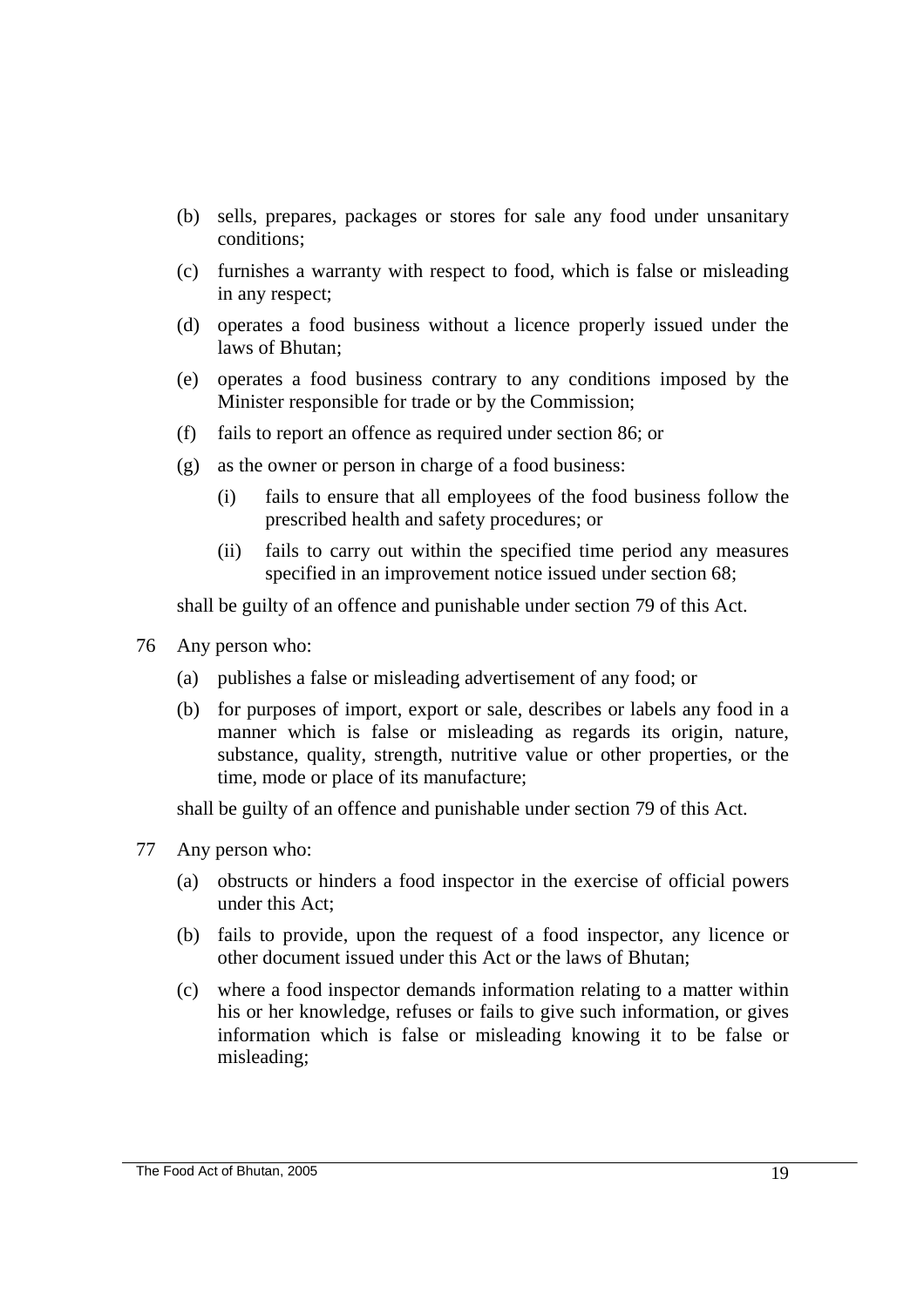(b) sells, prepares, packages or stores for sale any food under unsanitary conditions;

(c) furnishes a warranty with respect to food, which is false or misleading in any respect;

(d) operates a food business without a licence properly issued under the laws of Bhutan;

(e) operates a food business contrary to any conditions imposed by the Minister responsible for trade or by the Commission;

(f) fails to report an offence as required under section 86; or

(g) as the owner or person in charge of a food business:

  (i) fails to ensure that all employees of the food business follow the prescribed health and safety procedures; or

  (ii) fails to carry out within the specified time period any measures specified in an improvement notice issued under section 68;

shall be guilty of an offence and punishable under section 79 of this Act.

76 Any person who:

(a) publishes a false or misleading advertisement of any food; or

(b) for purposes of import, export or sale, describes or labels any food in a manner which is false or misleading as regards its origin, nature, substance, quality, strength, nutritive value or other properties, or the time, mode or place of its manufacture;

shall be guilty of an offence and punishable under section 79 of this Act.

77 Any person who:

(a) obstructs or hinders a food inspector in the exercise of official powers under this Act;

(b) fails to provide, upon the request of a food inspector, any licence or other document issued under this Act or the laws of Bhutan;

(c) where a food inspector demands information relating to a matter within his or her knowledge, refuses or fails to give such information, or gives information which is false or misleading knowing it to be false or misleading;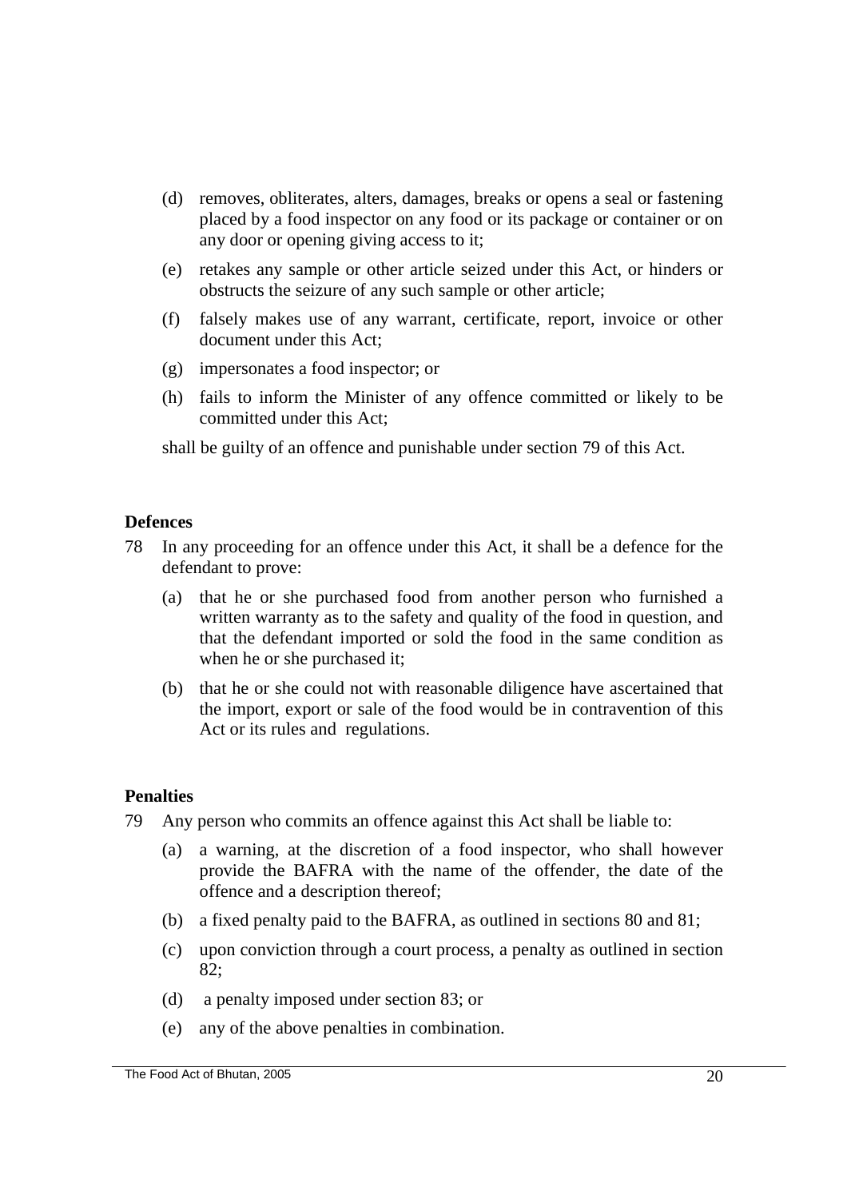(d) removes, obliterates, alters, damages, breaks or opens a seal or fastening placed by a food inspector on any food or its package or container or on any door or opening giving access to it;

(e) retakes any sample or other article seized under this Act, or hinders or obstructs the seizure of any such sample or other article;

(f) falsely makes use of any warrant, certificate, report, invoice or other document under this Act;

(g) impersonates a food inspector; or

(h) fails to inform the Minister of any offence committed or likely to be committed under this Act;

shall be guilty of an offence and punishable under section 79 of this Act.

**Defences**

78 In any proceeding for an offence under this Act, it shall be a defence for the defendant to prove:

(a) that he or she purchased food from another person who furnished a written warranty as to the safety and quality of the food in question, and that the defendant imported or sold the food in the same condition as when he or she purchased it;

(b) that he or she could not with reasonable diligence have ascertained that the import, export or sale of the food would be in contravention of this Act or its rules and regulations.

**Penalties**

79 Any person who commits an offence against this Act shall be liable to:

(a) a warning, at the discretion of a food inspector, who shall however provide the BAFRA with the name of the offender, the date of the offence and a description thereof;

(b) a fixed penalty paid to the BAFRA, as outlined in sections 80 and 81;

(c) upon conviction through a court process, a penalty as outlined in section 82;

(d) a penalty imposed under section 83; or

(e) any of the above penalties in combination.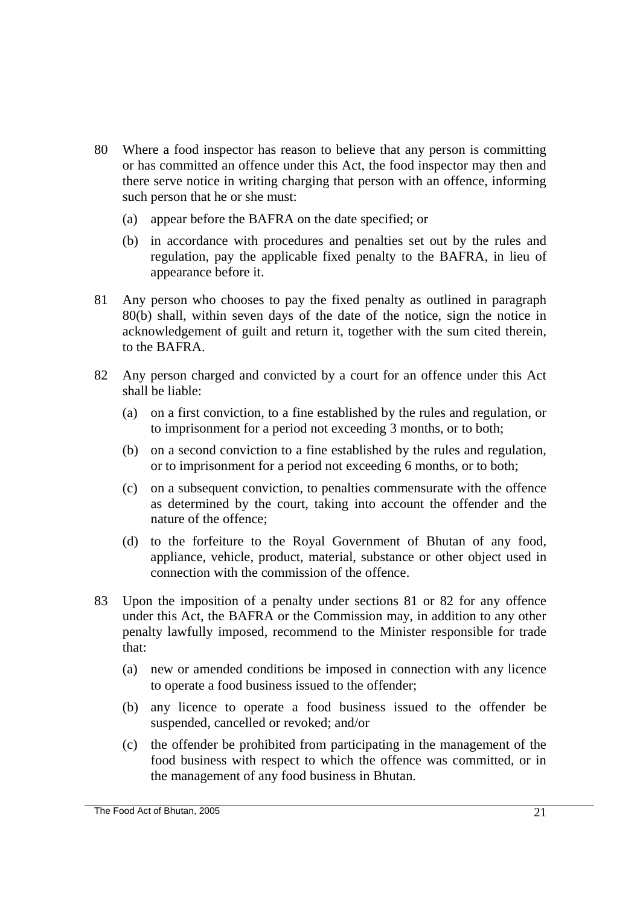80 Where a food inspector has reason to believe that any person is committing or has committed an offence under this Act, the food inspector may then and there serve notice in writing charging that person with an offence, informing such person that he or she must:

   (a) appear before the BAFRA on the date specified; or

   (b) in accordance with procedures and penalties set out by the rules and regulation, pay the applicable fixed penalty to the BAFRA, in lieu of appearance before it.

81 Any person who chooses to pay the fixed penalty as outlined in paragraph 80(b) shall, within seven days of the date of the notice, sign the notice in acknowledgement of guilt and return it, together with the sum cited therein, to the BAFRA.

82 Any person charged and convicted by a court for an offence under this Act shall be liable:

   (a) on a first conviction, to a fine established by the rules and regulation, or to imprisonment for a period not exceeding 3 months, or to both;

   (b) on a second conviction to a fine established by the rules and regulation, or to imprisonment for a period not exceeding 6 months, or to both;

   (c) on a subsequent conviction, to penalties commensurate with the offence as determined by the court, taking into account the offender and the nature of the offence;

   (d) to the forfeiture to the Royal Government of Bhutan of any food, appliance, vehicle, product, material, substance or other object used in connection with the commission of the offence.

83 Upon the imposition of a penalty under sections 81 or 82 for any offence under this Act, the BAFRA or the Commission may, in addition to any other penalty lawfully imposed, recommend to the Minister responsible for trade that:

   (a) new or amended conditions be imposed in connection with any licence to operate a food business issued to the offender;

   (b) any licence to operate a food business issued to the offender be suspended, cancelled or revoked; and/or

   (c) the offender be prohibited from participating in the management of the food business with respect to which the offence was committed, or in the management of any food business in Bhutan.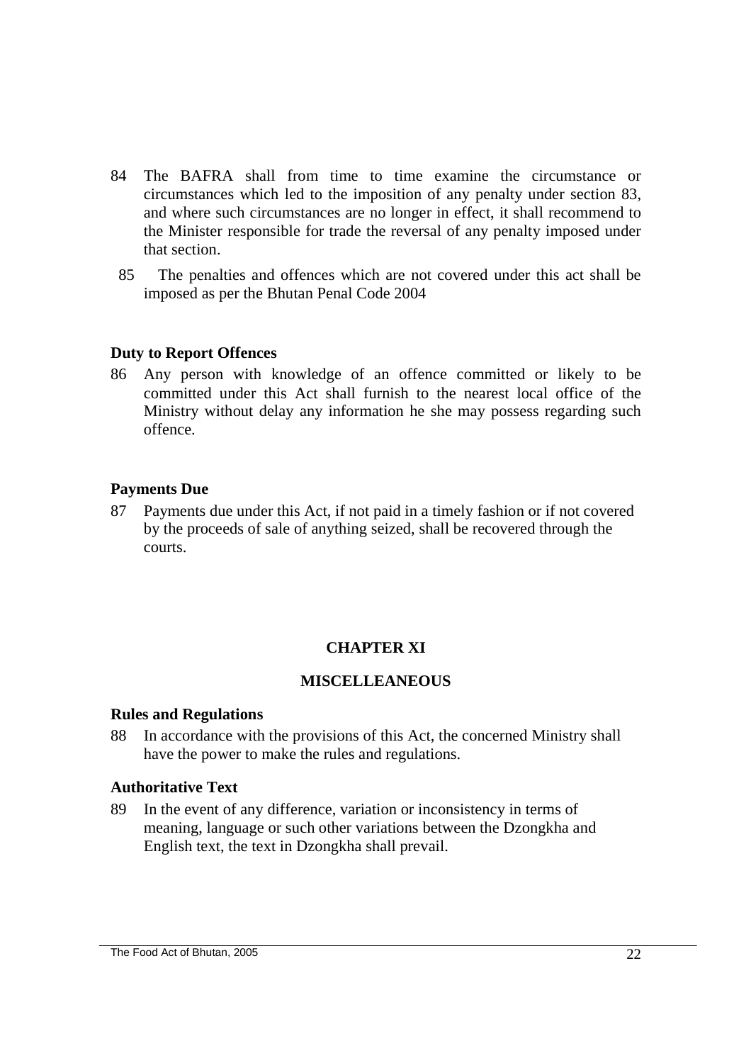84 The BAFRA shall from time to time examine the circumstance or circumstances which led to the imposition of any penalty under section 83, and where such circumstances are no longer in effect, it shall recommend to the Minister responsible for trade the reversal of any penalty imposed under that section.

85 The penalties and offences which are not covered under this act shall be imposed as per the Bhutan Penal Code 2004

**Duty to Report Offences**

86 Any person with knowledge of an offence committed or likely to be committed under this Act shall furnish to the nearest local office of the Ministry without delay any information he she may possess regarding such offence.

**Payments Due**

87 Payments due under this Act, if not paid in a timely fashion or if not covered by the proceeds of sale of anything seized, shall be recovered through the courts.

## CHAPTER XI

## MISCELLEANEOUS

**Rules and Regulations**

88 In accordance with the provisions of this Act, the concerned Ministry shall have the power to make the rules and regulations.

**Authoritative Text**

89 In the event of any difference, variation or inconsistency in terms of meaning, language or such other variations between the Dzongkha and English text, the text in Dzongkha shall prevail.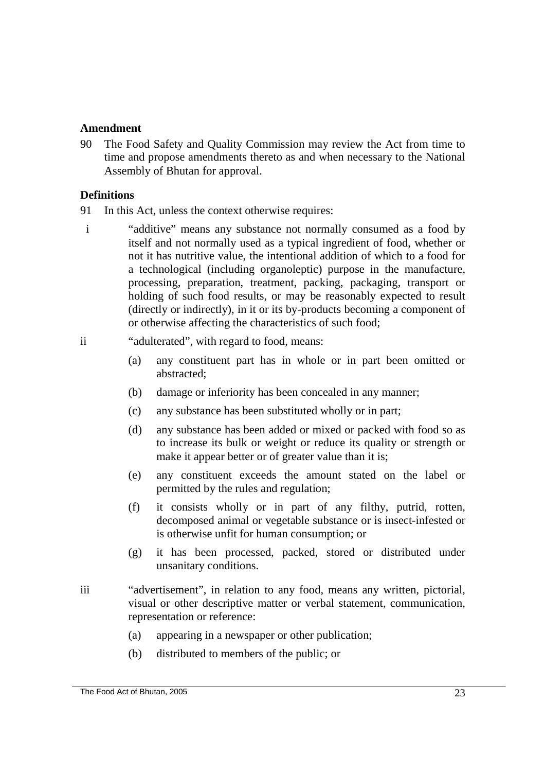**Amendment**

90 The Food Safety and Quality Commission may review the Act from time to time and propose amendments thereto as and when necessary to the National Assembly of Bhutan for approval.

**Definitions**

91 In this Act, unless the context otherwise requires:

i "additive" means any substance not normally consumed as a food by itself and not normally used as a typical ingredient of food, whether or not it has nutritive value, the intentional addition of which to a food for a technological (including organoleptic) purpose in the manufacture, processing, preparation, treatment, packing, packaging, transport or holding of such food results, or may be reasonably expected to result (directly or indirectly), in it or its by-products becoming a component of or otherwise affecting the characteristics of such food;

ii "adulterated", with regard to food, means:

- (a) any constituent part has in whole or in part been omitted or abstracted;
- (b) damage or inferiority has been concealed in any manner;
- (c) any substance has been substituted wholly or in part;
- (d) any substance has been added or mixed or packed with food so as to increase its bulk or weight or reduce its quality or strength or make it appear better or of greater value than it is;
- (e) any constituent exceeds the amount stated on the label or permitted by the rules and regulation;
- (f) it consists wholly or in part of any filthy, putrid, rotten, decomposed animal or vegetable substance or is insect-infested or is otherwise unfit for human consumption; or
- (g) it has been processed, packed, stored or distributed under unsanitary conditions.

iii "advertisement", in relation to any food, means any written, pictorial, visual or other descriptive matter or verbal statement, communication, representation or reference:

- (a) appearing in a newspaper or other publication;
- (b) distributed to members of the public; or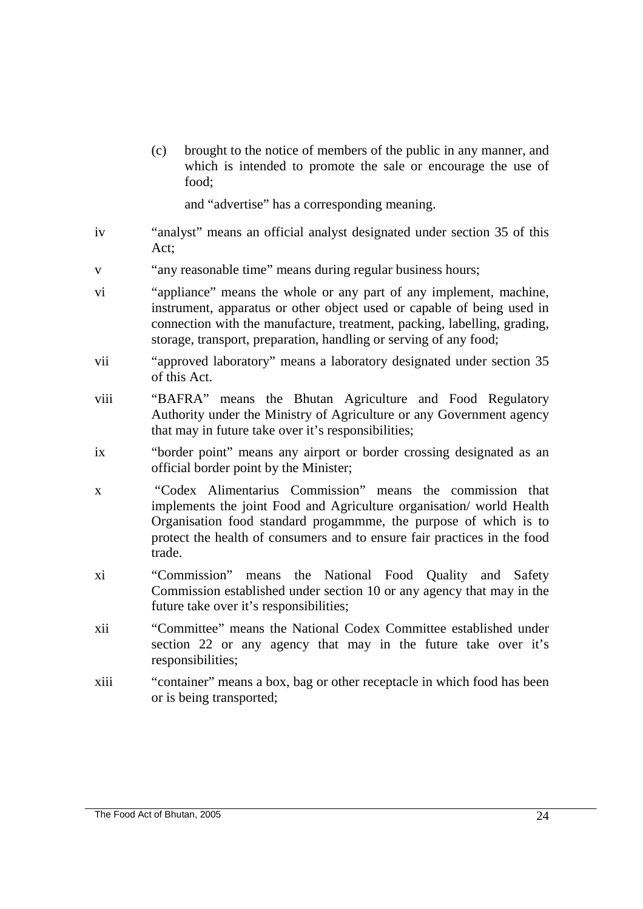(c) brought to the notice of members of the public in any manner, and which is intended to promote the sale or encourage the use of food;

and "advertise" has a corresponding meaning.

iv "analyst" means an official analyst designated under section 35 of this Act;

v "any reasonable time" means during regular business hours;

vi "appliance" means the whole or any part of any implement, machine, instrument, apparatus or other object used or capable of being used in connection with the manufacture, treatment, packing, labelling, grading, storage, transport, preparation, handling or serving of any food;

vii "approved laboratory" means a laboratory designated under section 35 of this Act.

viii "BAFRA" means the Bhutan Agriculture and Food Regulatory Authority under the Ministry of Agriculture or any Government agency that may in future take over it's responsibilities;

ix "border point" means any airport or border crossing designated as an official border point by the Minister;

x "Codex Alimentarius Commission" means the commission that implements the joint Food and Agriculture organisation/ world Health Organisation food standard progammme, the purpose of which is to protect the health of consumers and to ensure fair practices in the food trade.

xi "Commission" means the National Food Quality and Safety Commission established under section 10 or any agency that may in the future take over it's responsibilities;

xii "Committee" means the National Codex Committee established under section 22 or any agency that may in the future take over it's responsibilities;

xiii "container" means a box, bag or other receptacle in which food has been or is being transported;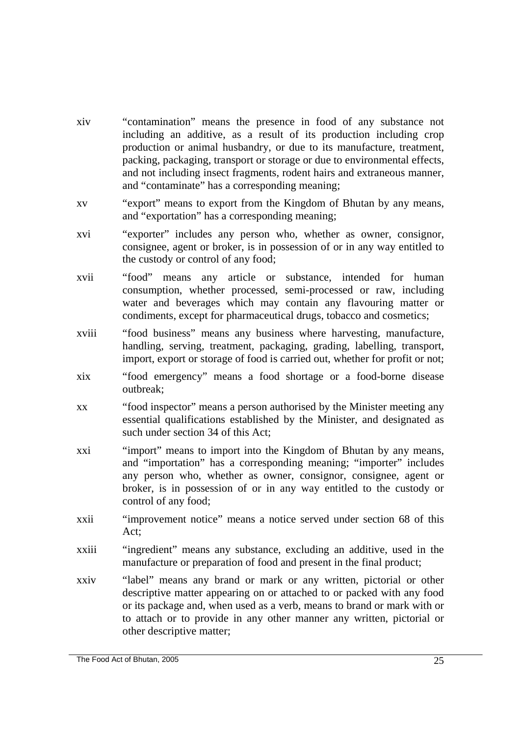xiv "contamination" means the presence in food of any substance not including an additive, as a result of its production including crop production or animal husbandry, or due to its manufacture, treatment, packing, packaging, transport or storage or due to environmental effects, and not including insect fragments, rodent hairs and extraneous manner, and "contaminate" has a corresponding meaning;

xv "export" means to export from the Kingdom of Bhutan by any means, and "exportation" has a corresponding meaning;

xvi "exporter" includes any person who, whether as owner, consignor, consignee, agent or broker, is in possession of or in any way entitled to the custody or control of any food;

xvii "food" means any article or substance, intended for human consumption, whether processed, semi-processed or raw, including water and beverages which may contain any flavouring matter or condiments, except for pharmaceutical drugs, tobacco and cosmetics;

xviii "food business" means any business where harvesting, manufacture, handling, serving, treatment, packaging, grading, labelling, transport, import, export or storage of food is carried out, whether for profit or not;

xix "food emergency" means a food shortage or a food-borne disease outbreak;

xx "food inspector" means a person authorised by the Minister meeting any essential qualifications established by the Minister, and designated as such under section 34 of this Act;

xxi "import" means to import into the Kingdom of Bhutan by any means, and "importation" has a corresponding meaning; "importer" includes any person who, whether as owner, consignor, consignee, agent or broker, is in possession of or in any way entitled to the custody or control of any food;

xxii "improvement notice" means a notice served under section 68 of this Act;

xxiii "ingredient" means any substance, excluding an additive, used in the manufacture or preparation of food and present in the final product;

xxiv "label" means any brand or mark or any written, pictorial or other descriptive matter appearing on or attached to or packed with any food or its package and, when used as a verb, means to brand or mark with or to attach or to provide in any other manner any written, pictorial or other descriptive matter;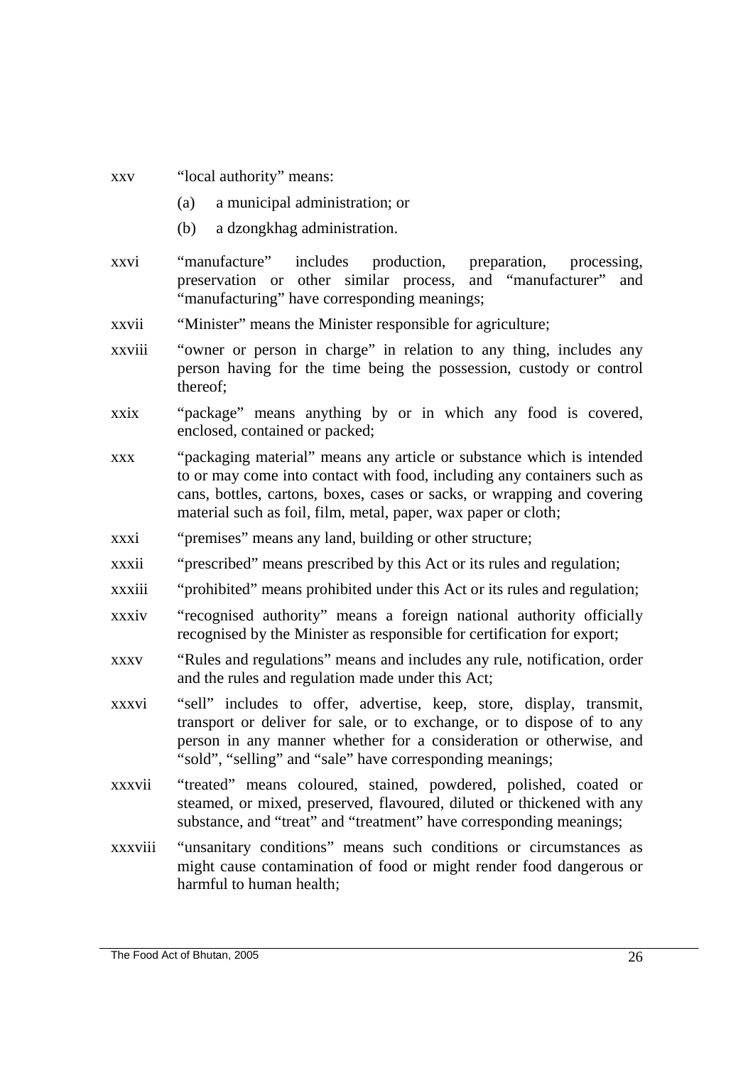xxv "local authority" means:

(a) a municipal administration; or

(b) a dzongkhag administration.

xxvi "manufacture" includes production, preparation, processing, preservation or other similar process, and "manufacturer" and "manufacturing" have corresponding meanings;

xxvii "Minister" means the Minister responsible for agriculture;

xxviii "owner or person in charge" in relation to any thing, includes any person having for the time being the possession, custody or control thereof;

xxix "package" means anything by or in which any food is covered, enclosed, contained or packed;

xxx "packaging material" means any article or substance which is intended to or may come into contact with food, including any containers such as cans, bottles, cartons, boxes, cases or sacks, or wrapping and covering material such as foil, film, metal, paper, wax paper or cloth;

xxxi "premises" means any land, building or other structure;

xxxii "prescribed" means prescribed by this Act or its rules and regulation;

xxxiii "prohibited" means prohibited under this Act or its rules and regulation;

xxxiv "recognised authority" means a foreign national authority officially recognised by the Minister as responsible for certification for export;

xxxv "Rules and regulations" means and includes any rule, notification, order and the rules and regulation made under this Act;

xxxvi "sell" includes to offer, advertise, keep, store, display, transmit, transport or deliver for sale, or to exchange, or to dispose of to any person in any manner whether for a consideration or otherwise, and "sold", "selling" and "sale" have corresponding meanings;

xxxvii "treated" means coloured, stained, powdered, polished, coated or steamed, or mixed, preserved, flavoured, diluted or thickened with any substance, and "treat" and "treatment" have corresponding meanings;

xxxviii "unsanitary conditions" means such conditions or circumstances as might cause contamination of food or might render food dangerous or harmful to human health;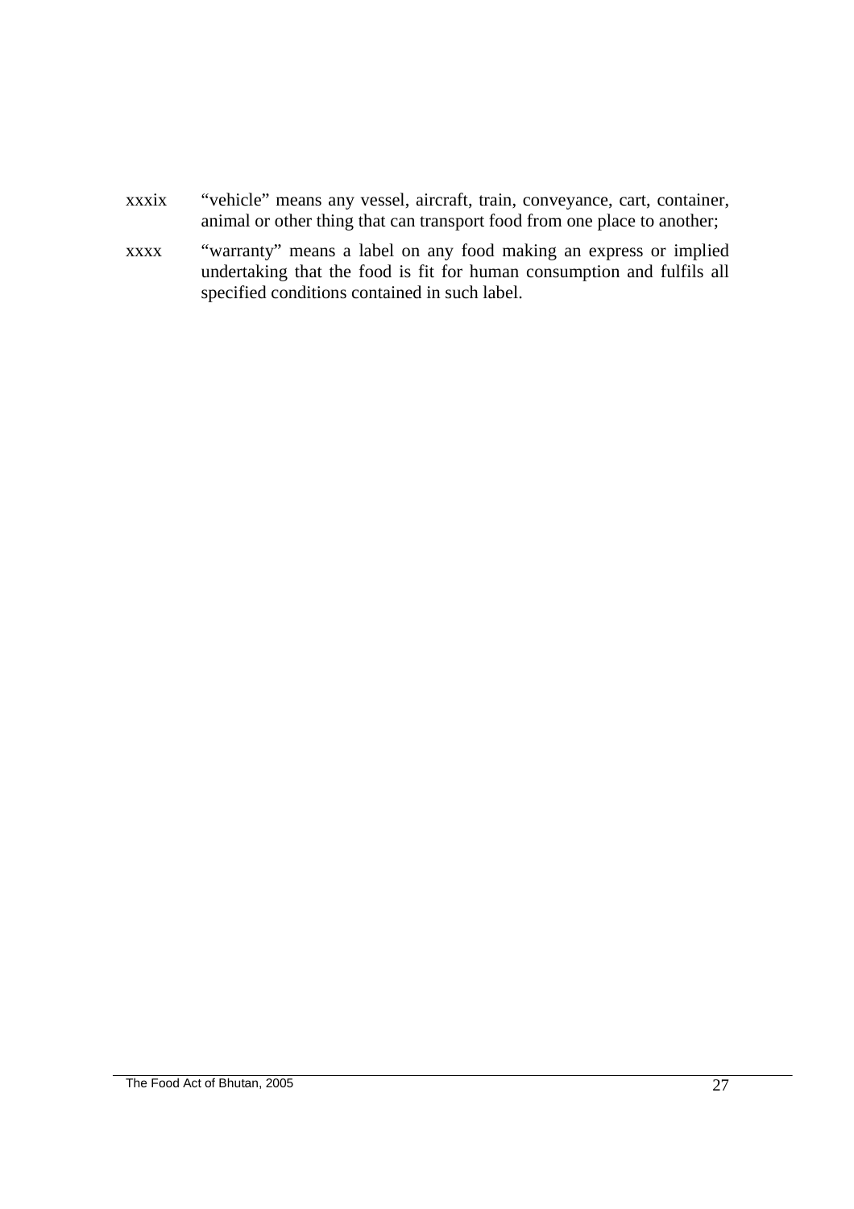xxxix “vehicle” means any vessel, aircraft, train, conveyance, cart, container, animal or other thing that can transport food from one place to another;

xxxx “warranty” means a label on any food making an express or implied undertaking that the food is fit for human consumption and fulfils all specified conditions contained in such label.